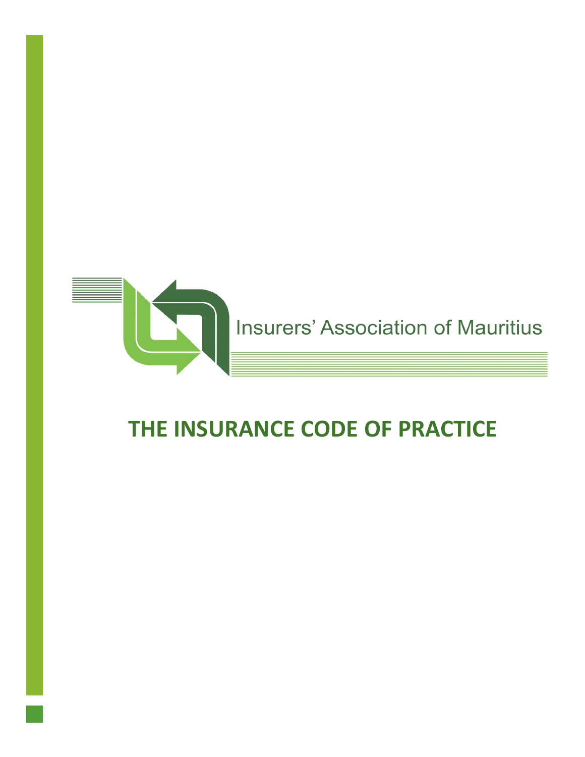Insurers' Association of Mauritius

# THE INSURANCE CODE OF PRACTICE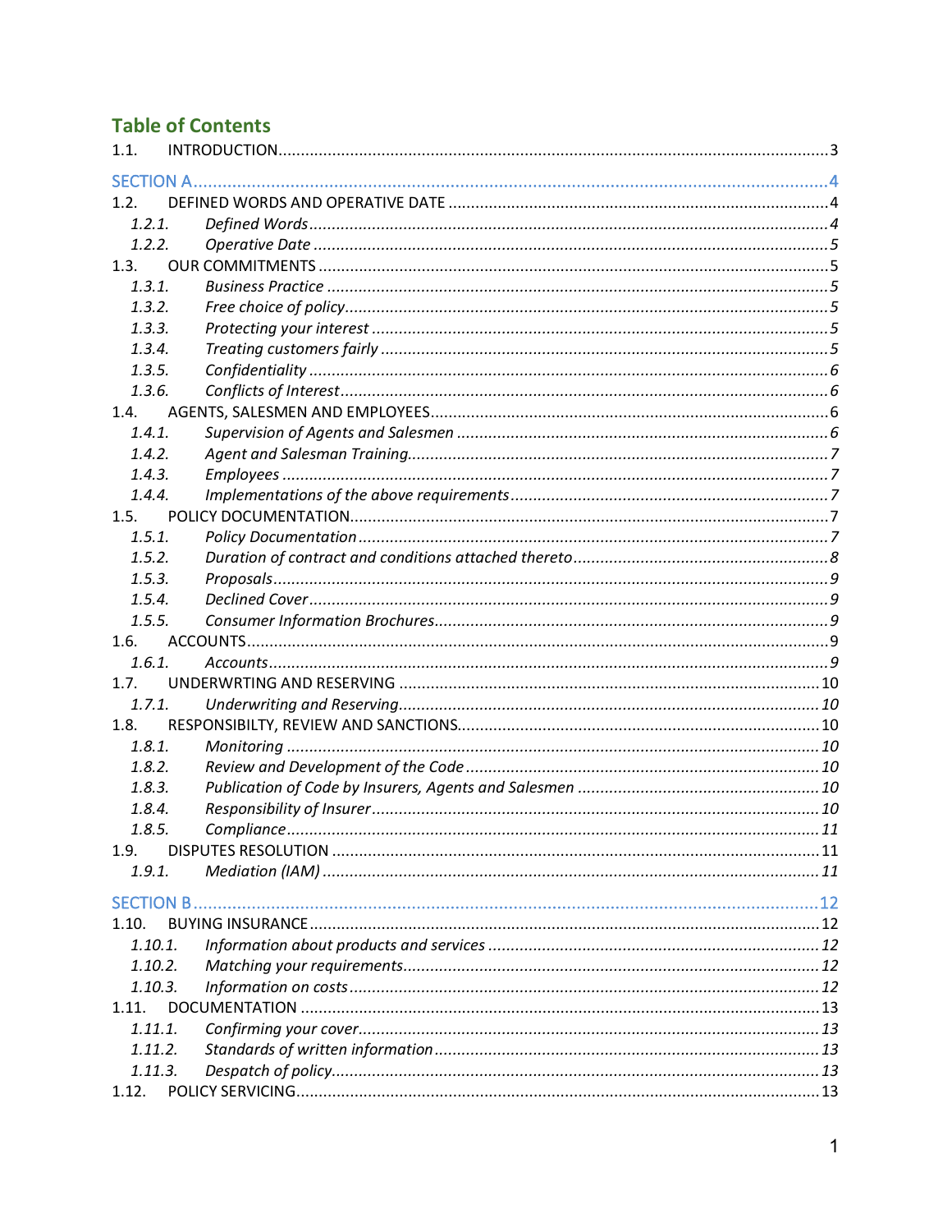## Table of Contents

1.1. INTRODUCTION ........................................................................ 3

SECTION A ........................................................................ 4

1.2. DEFINED WORDS AND OPERATIVE DATE ........................................................................ 4

*1.2.1. Defined Words ........................................................................ 4*

*1.2.2. Operative Date ........................................................................ 5*

1.3. OUR COMMITMENTS ........................................................................ 5

*1.3.1. Business Practice ........................................................................ 5*

*1.3.2. Free choice of policy ........................................................................ 5*

*1.3.3. Protecting your interest ........................................................................ 5*

*1.3.4. Treating customers fairly ........................................................................ 5*

*1.3.5. Confidentiality ........................................................................ 6*

*1.3.6. Conflicts of Interest ........................................................................ 6*

1.4. AGENTS, SALESMEN AND EMPLOYEES ........................................................................ 6

*1.4.1. Supervision of Agents and Salesmen ........................................................................ 6*

*1.4.2. Agent and Salesman Training ........................................................................ 7*

*1.4.3. Employees ........................................................................ 7*

*1.4.4. Implementations of the above requirements ........................................................................ 7*

1.5. POLICY DOCUMENTATION ........................................................................ 7

*1.5.1. Policy Documentation ........................................................................ 7*

*1.5.2. Duration of contract and conditions attached thereto ........................................................................ 8*

*1.5.3. Proposals ........................................................................ 9*

*1.5.4. Declined Cover ........................................................................ 9*

*1.5.5. Consumer Information Brochures ........................................................................ 9*

1.6. ACCOUNTS ........................................................................ 9

*1.6.1. Accounts ........................................................................ 9*

1.7. UNDERWRTING AND RESERVING ........................................................................ 10

*1.7.1. Underwriting and Reserving ........................................................................ 10*

1.8. RESPONSIBILTY, REVIEW AND SANCTIONS ........................................................................ 10

*1.8.1. Monitoring ........................................................................ 10*

*1.8.2. Review and Development of the Code ........................................................................ 10*

*1.8.3. Publication of Code by Insurers, Agents and Salesmen ........................................................................ 10*

*1.8.4. Responsibility of Insurer ........................................................................ 10*

*1.8.5. Compliance ........................................................................ 11*

1.9. DISPUTES RESOLUTION ........................................................................ 11

*1.9.1. Mediation (IAM) ........................................................................ 11*

SECTION B ........................................................................ 12

1.10. BUYING INSURANCE ........................................................................ 12

*1.10.1. Information about products and services ........................................................................ 12*

*1.10.2. Matching your requirements ........................................................................ 12*

*1.10.3. Information on costs ........................................................................ 12*

1.11. DOCUMENTATION ........................................................................ 13

*1.11.1. Confirming your cover ........................................................................ 13*

*1.11.2. Standards of written information ........................................................................ 13*

*1.11.3. Despatch of policy ........................................................................ 13*

1.12. POLICY SERVICING ........................................................................ 13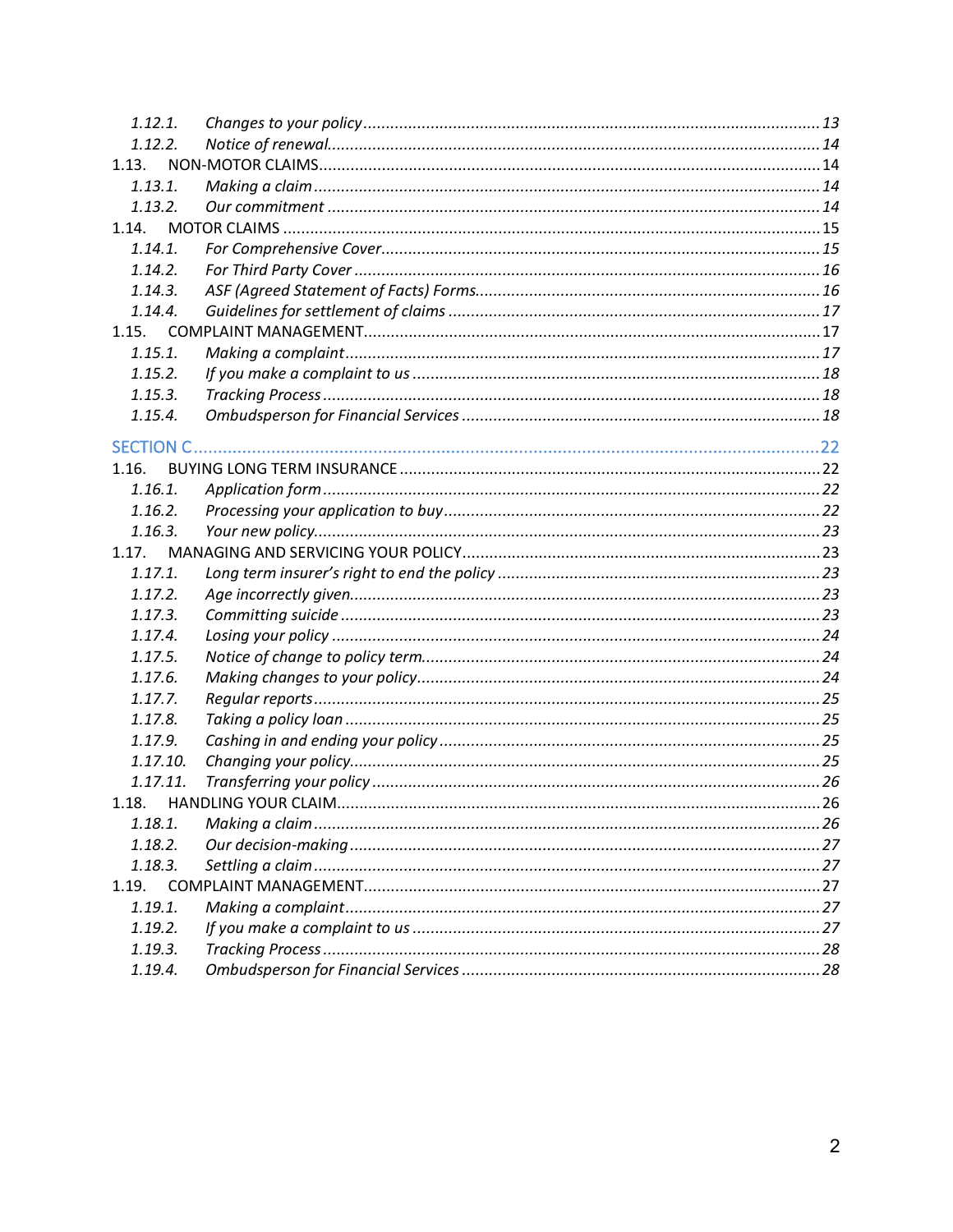- 1.12.1. *Changes to your policy* ..... 13
- 1.12.2. *Notice of renewal* ..... 14

1.13. NON-MOTOR CLAIMS ..... 14

- 1.13.1. *Making a claim* ..... 14
- 1.13.2. *Our commitment* ..... 14

1.14. MOTOR CLAIMS ..... 15

- 1.14.1. *For Comprehensive Cover* ..... 15
- 1.14.2. *For Third Party Cover* ..... 16
- 1.14.3. *ASF (Agreed Statement of Facts) Forms* ..... 16
- 1.14.4. *Guidelines for settlement of claims* ..... 17

1.15. COMPLAINT MANAGEMENT ..... 17

- 1.15.1. *Making a complaint* ..... 17
- 1.15.2. *If you make a complaint to us* ..... 18
- 1.15.3. *Tracking Process* ..... 18
- 1.15.4. *Ombudsperson for Financial Services* ..... 18

SECTION C ..... 22

1.16. BUYING LONG TERM INSURANCE ..... 22

- 1.16.1. *Application form* ..... 22
- 1.16.2. *Processing your application to buy* ..... 22
- 1.16.3. *Your new policy* ..... 23

1.17. MANAGING AND SERVICING YOUR POLICY ..... 23

- 1.17.1. *Long term insurer's right to end the policy* ..... 23
- 1.17.2. *Age incorrectly given* ..... 23
- 1.17.3. *Committing suicide* ..... 23
- 1.17.4. *Losing your policy* ..... 24
- 1.17.5. *Notice of change to policy term* ..... 24
- 1.17.6. *Making changes to your policy* ..... 24
- 1.17.7. *Regular reports* ..... 25
- 1.17.8. *Taking a policy loan* ..... 25
- 1.17.9. *Cashing in and ending your policy* ..... 25
- 1.17.10. *Changing your policy* ..... 25
- 1.17.11. *Transferring your policy* ..... 26

1.18. HANDLING YOUR CLAIM ..... 26

- 1.18.1. *Making a claim* ..... 26
- 1.18.2. *Our decision-making* ..... 27
- 1.18.3. *Settling a claim* ..... 27

1.19. COMPLAINT MANAGEMENT ..... 27

- 1.19.1. *Making a complaint* ..... 27
- 1.19.2. *If you make a complaint to us* ..... 27
- 1.19.3. *Tracking Process* ..... 28
- 1.19.4. *Ombudsperson for Financial Services* ..... 28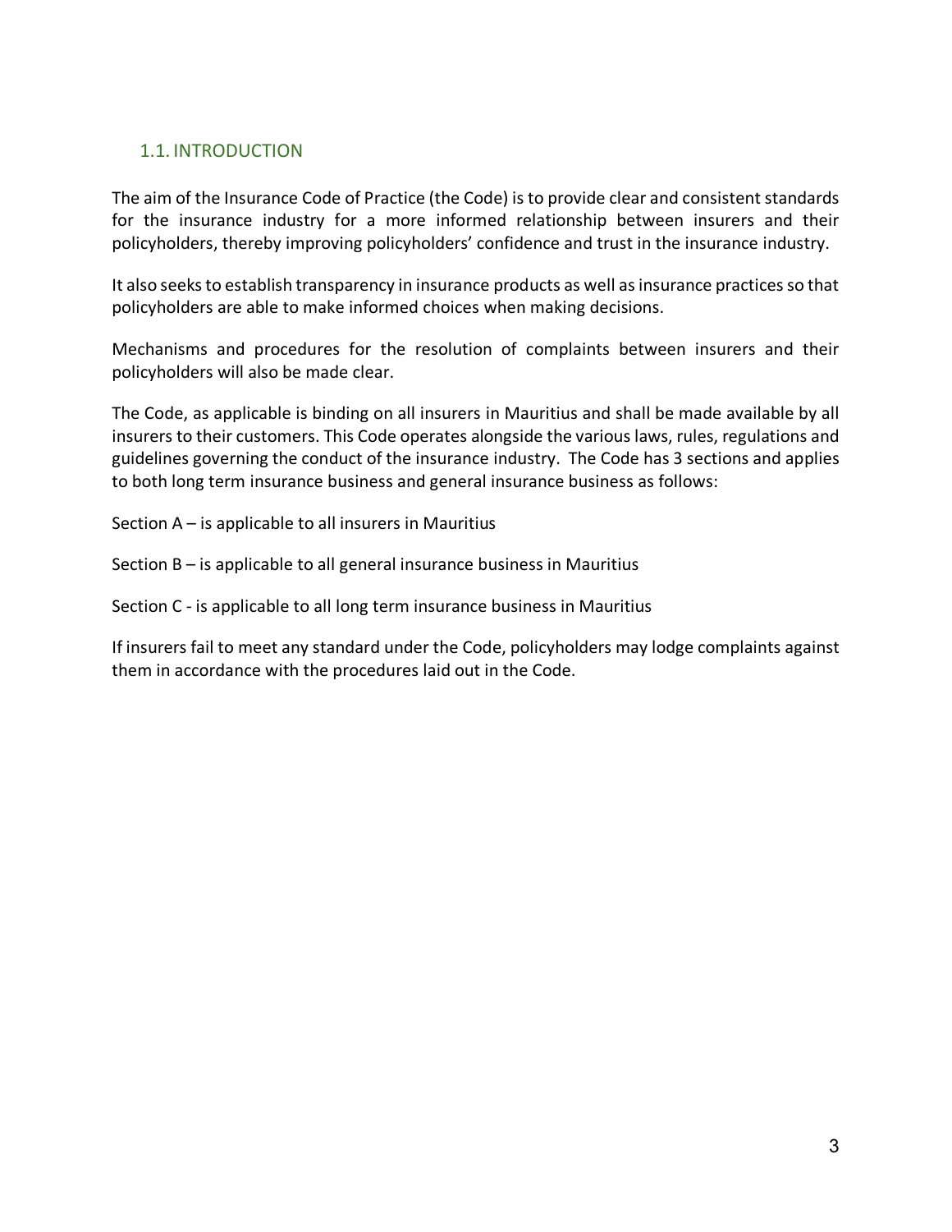## 1.1. INTRODUCTION

The aim of the Insurance Code of Practice (the Code) is to provide clear and consistent standards for the insurance industry for a more informed relationship between insurers and their policyholders, thereby improving policyholders' confidence and trust in the insurance industry.

It also seeks to establish transparency in insurance products as well as insurance practices so that policyholders are able to make informed choices when making decisions.

Mechanisms and procedures for the resolution of complaints between insurers and their policyholders will also be made clear.

The Code, as applicable is binding on all insurers in Mauritius and shall be made available by all insurers to their customers. This Code operates alongside the various laws, rules, regulations and guidelines governing the conduct of the insurance industry. The Code has 3 sections and applies to both long term insurance business and general insurance business as follows:

Section A – is applicable to all insurers in Mauritius

Section B – is applicable to all general insurance business in Mauritius

Section C - is applicable to all long term insurance business in Mauritius

If insurers fail to meet any standard under the Code, policyholders may lodge complaints against them in accordance with the procedures laid out in the Code.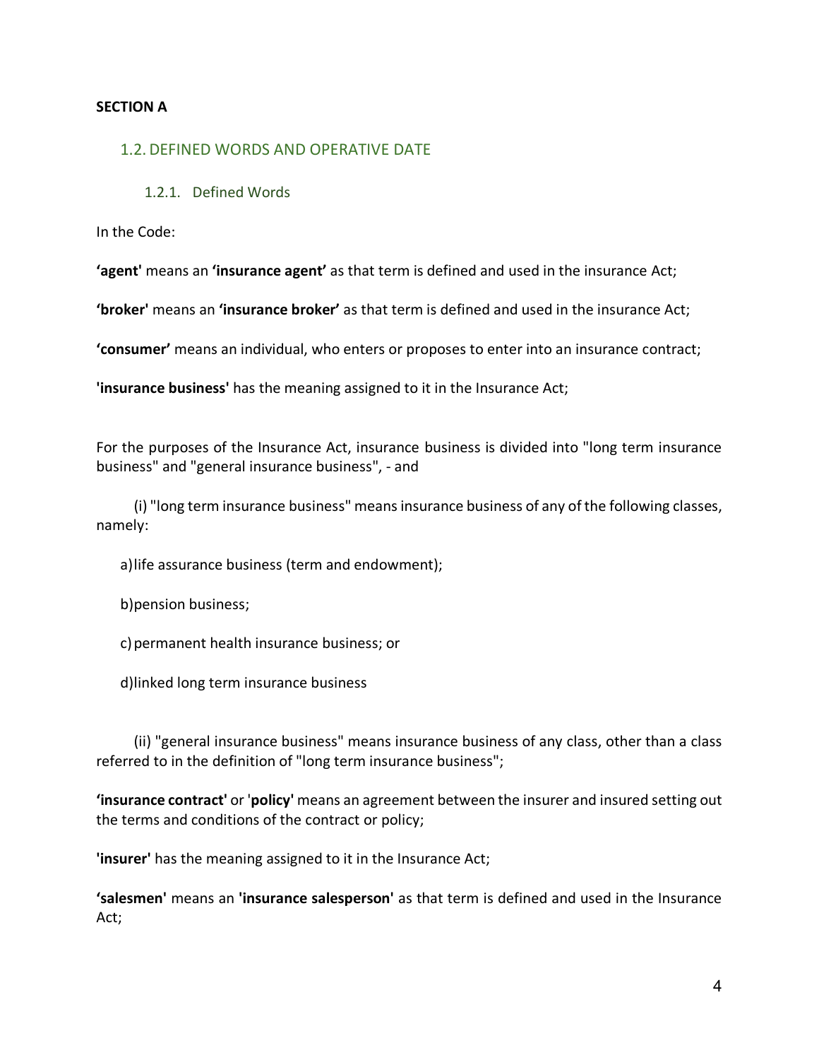**SECTION A**

## 1.2. DEFINED WORDS AND OPERATIVE DATE

### 1.2.1. Defined Words

In the Code:

**'agent'** means an **'insurance agent'** as that term is defined and used in the insurance Act;

**'broker'** means an **'insurance broker'** as that term is defined and used in the insurance Act;

**'consumer'** means an individual, who enters or proposes to enter into an insurance contract;

**'insurance business'** has the meaning assigned to it in the Insurance Act;

For the purposes of the Insurance Act, insurance business is divided into "long term insurance business" and "general insurance business", - and

(i) "long term insurance business" means insurance business of any of the following classes, namely:

a) life assurance business (term and endowment);

b) pension business;

c) permanent health insurance business; or

d) linked long term insurance business

(ii) "general insurance business" means insurance business of any class, other than a class referred to in the definition of "long term insurance business";

**'insurance contract'** or '**policy'** means an agreement between the insurer and insured setting out the terms and conditions of the contract or policy;

**'insurer'** has the meaning assigned to it in the Insurance Act;

**'salesmen'** means an **'insurance salesperson'** as that term is defined and used in the Insurance Act;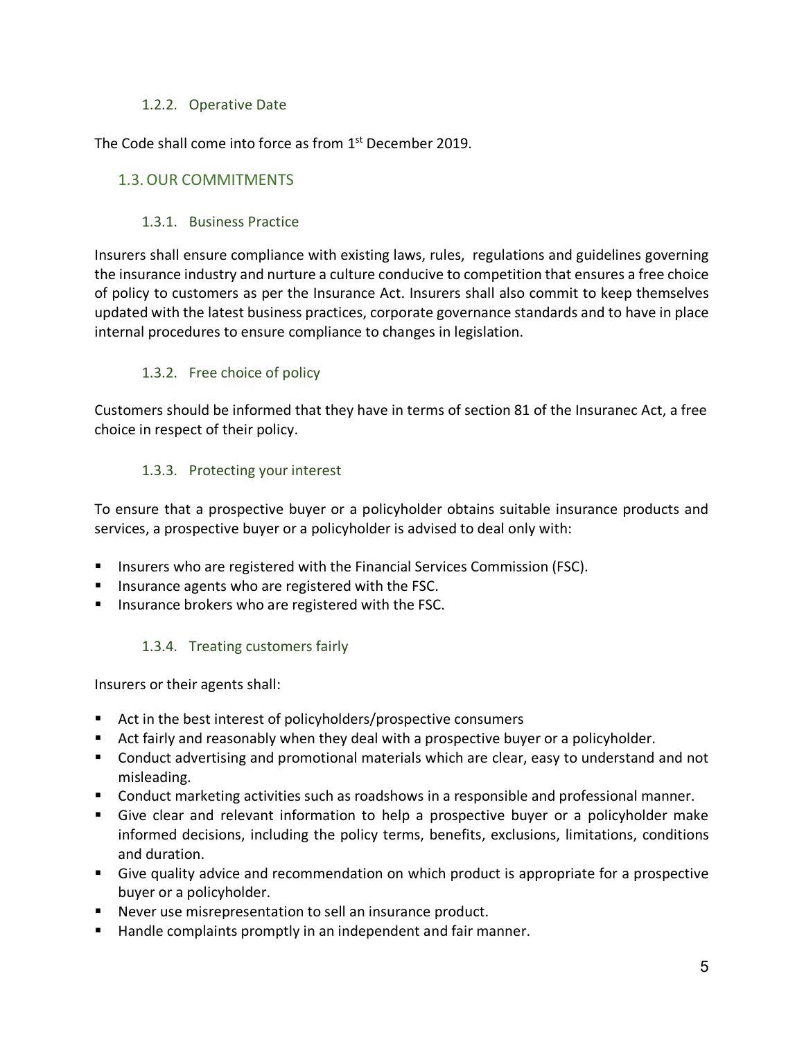#### 1.2.2. Operative Date

The Code shall come into force as from 1st December 2019.

### 1.3. OUR COMMITMENTS

#### 1.3.1. Business Practice

Insurers shall ensure compliance with existing laws, rules, regulations and guidelines governing the insurance industry and nurture a culture conducive to competition that ensures a free choice of policy to customers as per the Insurance Act. Insurers shall also commit to keep themselves updated with the latest business practices, corporate governance standards and to have in place internal procedures to ensure compliance to changes in legislation.

#### 1.3.2. Free choice of policy

Customers should be informed that they have in terms of section 81 of the Insuranec Act, a free choice in respect of their policy.

#### 1.3.3. Protecting your interest

To ensure that a prospective buyer or a policyholder obtains suitable insurance products and services, a prospective buyer or a policyholder is advised to deal only with:

- Insurers who are registered with the Financial Services Commission (FSC).
- Insurance agents who are registered with the FSC.
- Insurance brokers who are registered with the FSC.

#### 1.3.4. Treating customers fairly

Insurers or their agents shall:

- Act in the best interest of policyholders/prospective consumers
- Act fairly and reasonably when they deal with a prospective buyer or a policyholder.
- Conduct advertising and promotional materials which are clear, easy to understand and not misleading.
- Conduct marketing activities such as roadshows in a responsible and professional manner.
- Give clear and relevant information to help a prospective buyer or a policyholder make informed decisions, including the policy terms, benefits, exclusions, limitations, conditions and duration.
- Give quality advice and recommendation on which product is appropriate for a prospective buyer or a policyholder.
- Never use misrepresentation to sell an insurance product.
- Handle complaints promptly in an independent and fair manner.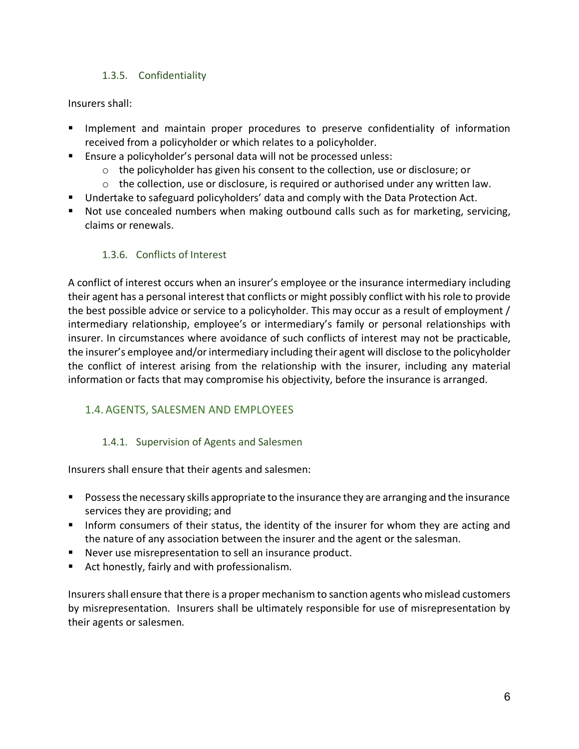#### 1.3.5. Confidentiality

Insurers shall:

- Implement and maintain proper procedures to preserve confidentiality of information received from a policyholder or which relates to a policyholder.
- Ensure a policyholder's personal data will not be processed unless:
  - the policyholder has given his consent to the collection, use or disclosure; or
  - the collection, use or disclosure, is required or authorised under any written law.
- Undertake to safeguard policyholders' data and comply with the Data Protection Act.
- Not use concealed numbers when making outbound calls such as for marketing, servicing, claims or renewals.

#### 1.3.6. Conflicts of Interest

A conflict of interest occurs when an insurer's employee or the insurance intermediary including their agent has a personal interest that conflicts or might possibly conflict with his role to provide the best possible advice or service to a policyholder. This may occur as a result of employment / intermediary relationship, employee's or intermediary's family or personal relationships with insurer. In circumstances where avoidance of such conflicts of interest may not be practicable, the insurer's employee and/or intermediary including their agent will disclose to the policyholder the conflict of interest arising from the relationship with the insurer, including any material information or facts that may compromise his objectivity, before the insurance is arranged.

### 1.4. AGENTS, SALESMEN AND EMPLOYEES

#### 1.4.1. Supervision of Agents and Salesmen

Insurers shall ensure that their agents and salesmen:

- Possess the necessary skills appropriate to the insurance they are arranging and the insurance services they are providing; and
- Inform consumers of their status, the identity of the insurer for whom they are acting and the nature of any association between the insurer and the agent or the salesman.
- Never use misrepresentation to sell an insurance product.
- Act honestly, fairly and with professionalism.

Insurers shall ensure that there is a proper mechanism to sanction agents who mislead customers by misrepresentation. Insurers shall be ultimately responsible for use of misrepresentation by their agents or salesmen.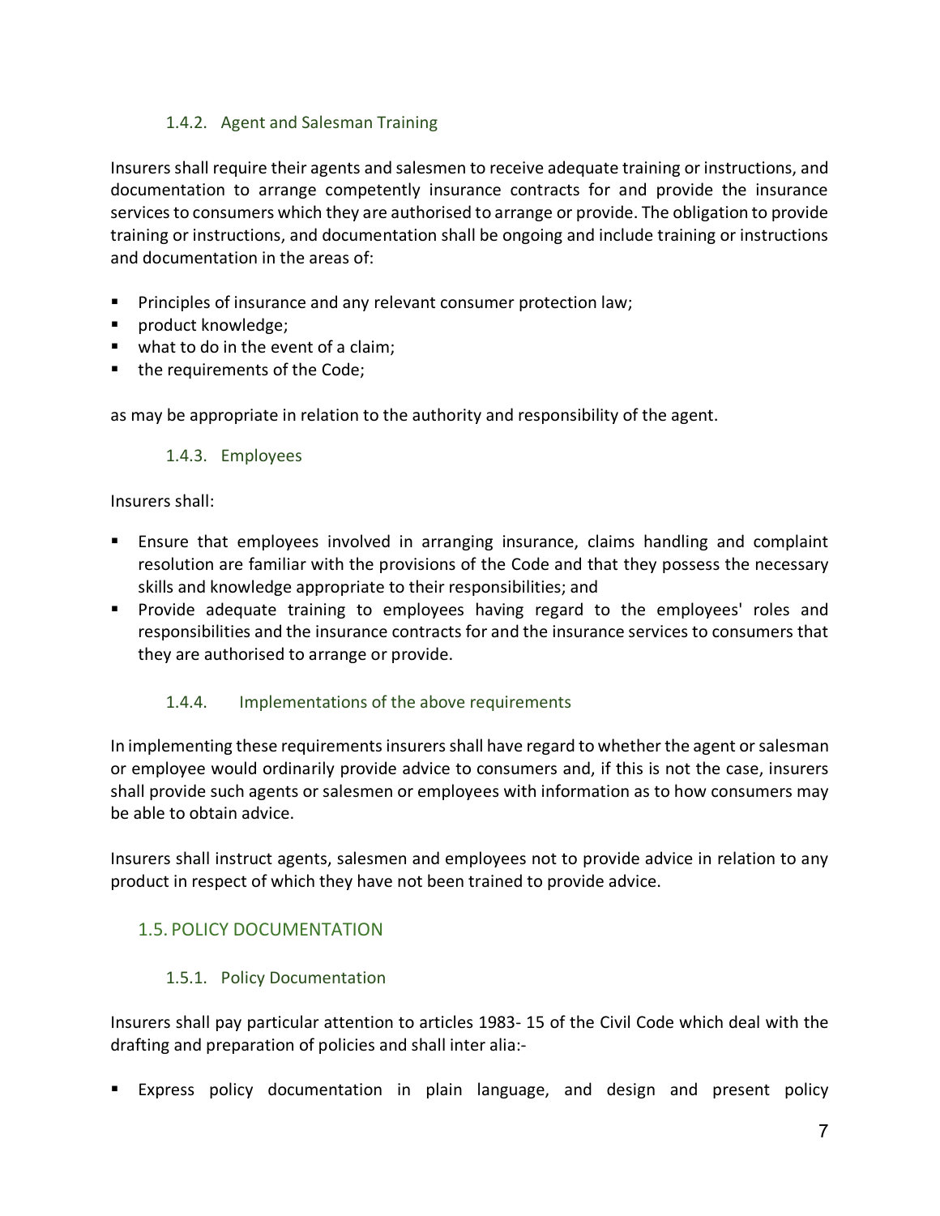### 1.4.2. Agent and Salesman Training

Insurers shall require their agents and salesmen to receive adequate training or instructions, and documentation to arrange competently insurance contracts for and provide the insurance services to consumers which they are authorised to arrange or provide. The obligation to provide training or instructions, and documentation shall be ongoing and include training or instructions and documentation in the areas of:

- Principles of insurance and any relevant consumer protection law;
- product knowledge;
- what to do in the event of a claim;
- the requirements of the Code;

as may be appropriate in relation to the authority and responsibility of the agent.

### 1.4.3. Employees

Insurers shall:

- Ensure that employees involved in arranging insurance, claims handling and complaint resolution are familiar with the provisions of the Code and that they possess the necessary skills and knowledge appropriate to their responsibilities; and
- Provide adequate training to employees having regard to the employees' roles and responsibilities and the insurance contracts for and the insurance services to consumers that they are authorised to arrange or provide.

### 1.4.4. Implementations of the above requirements

In implementing these requirements insurers shall have regard to whether the agent or salesman or employee would ordinarily provide advice to consumers and, if this is not the case, insurers shall provide such agents or salesmen or employees with information as to how consumers may be able to obtain advice.

Insurers shall instruct agents, salesmen and employees not to provide advice in relation to any product in respect of which they have not been trained to provide advice.

## 1.5. POLICY DOCUMENTATION

### 1.5.1. Policy Documentation

Insurers shall pay particular attention to articles 1983- 15 of the Civil Code which deal with the drafting and preparation of policies and shall inter alia:-

- Express policy documentation in plain language, and design and present policy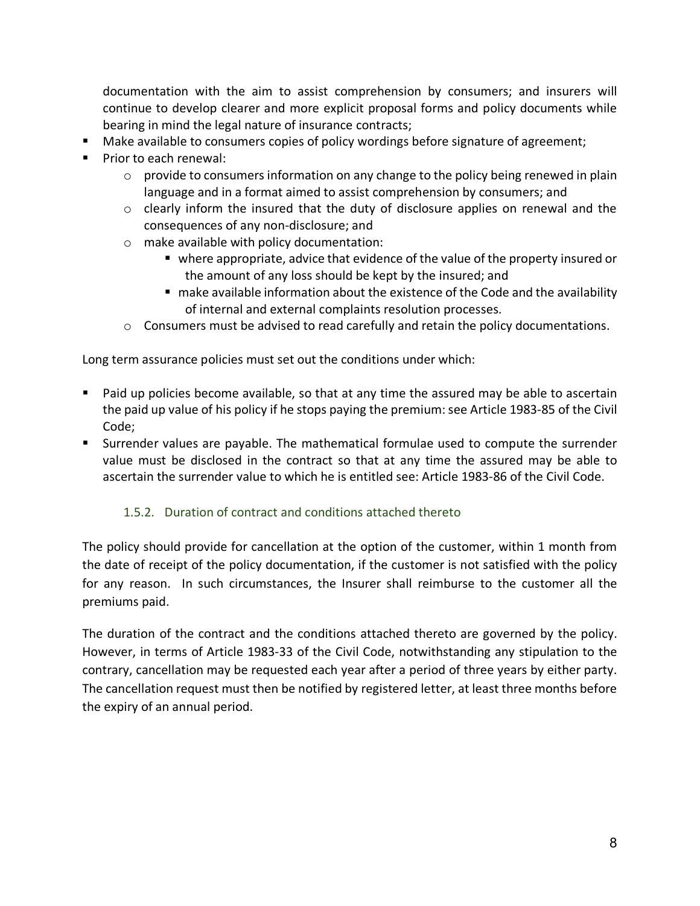documentation with the aim to assist comprehension by consumers; and insurers will continue to develop clearer and more explicit proposal forms and policy documents while bearing in mind the legal nature of insurance contracts;

- Make available to consumers copies of policy wordings before signature of agreement;
- Prior to each renewal:
    - provide to consumers information on any change to the policy being renewed in plain language and in a format aimed to assist comprehension by consumers; and
    - clearly inform the insured that the duty of disclosure applies on renewal and the consequences of any non-disclosure; and
    - make available with policy documentation:
        - where appropriate, advice that evidence of the value of the property insured or the amount of any loss should be kept by the insured; and
        - make available information about the existence of the Code and the availability of internal and external complaints resolution processes.
    - Consumers must be advised to read carefully and retain the policy documentations.

Long term assurance policies must set out the conditions under which:

- Paid up policies become available, so that at any time the assured may be able to ascertain the paid up value of his policy if he stops paying the premium: see Article 1983-85 of the Civil Code;
- Surrender values are payable. The mathematical formulae used to compute the surrender value must be disclosed in the contract so that at any time the assured may be able to ascertain the surrender value to which he is entitled see: Article 1983-86 of the Civil Code.

### 1.5.2. Duration of contract and conditions attached thereto

The policy should provide for cancellation at the option of the customer, within 1 month from the date of receipt of the policy documentation, if the customer is not satisfied with the policy for any reason. In such circumstances, the Insurer shall reimburse to the customer all the premiums paid.

The duration of the contract and the conditions attached thereto are governed by the policy. However, in terms of Article 1983-33 of the Civil Code, notwithstanding any stipulation to the contrary, cancellation may be requested each year after a period of three years by either party. The cancellation request must then be notified by registered letter, at least three months before the expiry of an annual period.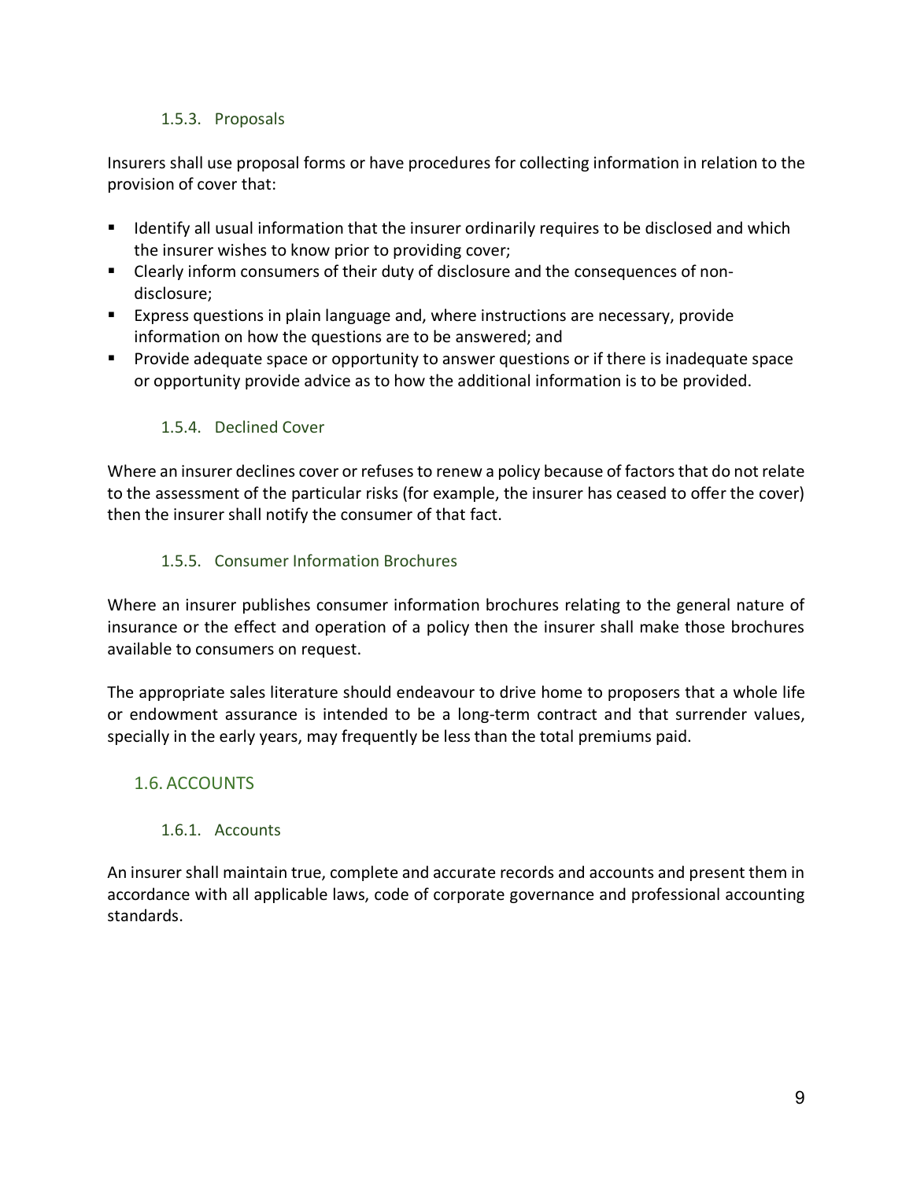#### 1.5.3. Proposals

Insurers shall use proposal forms or have procedures for collecting information in relation to the provision of cover that:

- Identify all usual information that the insurer ordinarily requires to be disclosed and which the insurer wishes to know prior to providing cover;
- Clearly inform consumers of their duty of disclosure and the consequences of non-disclosure;
- Express questions in plain language and, where instructions are necessary, provide information on how the questions are to be answered; and
- Provide adequate space or opportunity to answer questions or if there is inadequate space or opportunity provide advice as to how the additional information is to be provided.

#### 1.5.4. Declined Cover

Where an insurer declines cover or refuses to renew a policy because of factors that do not relate to the assessment of the particular risks (for example, the insurer has ceased to offer the cover) then the insurer shall notify the consumer of that fact.

#### 1.5.5. Consumer Information Brochures

Where an insurer publishes consumer information brochures relating to the general nature of insurance or the effect and operation of a policy then the insurer shall make those brochures available to consumers on request.

The appropriate sales literature should endeavour to drive home to proposers that a whole life or endowment assurance is intended to be a long-term contract and that surrender values, specially in the early years, may frequently be less than the total premiums paid.

### 1.6. ACCOUNTS

#### 1.6.1. Accounts

An insurer shall maintain true, complete and accurate records and accounts and present them in accordance with all applicable laws, code of corporate governance and professional accounting standards.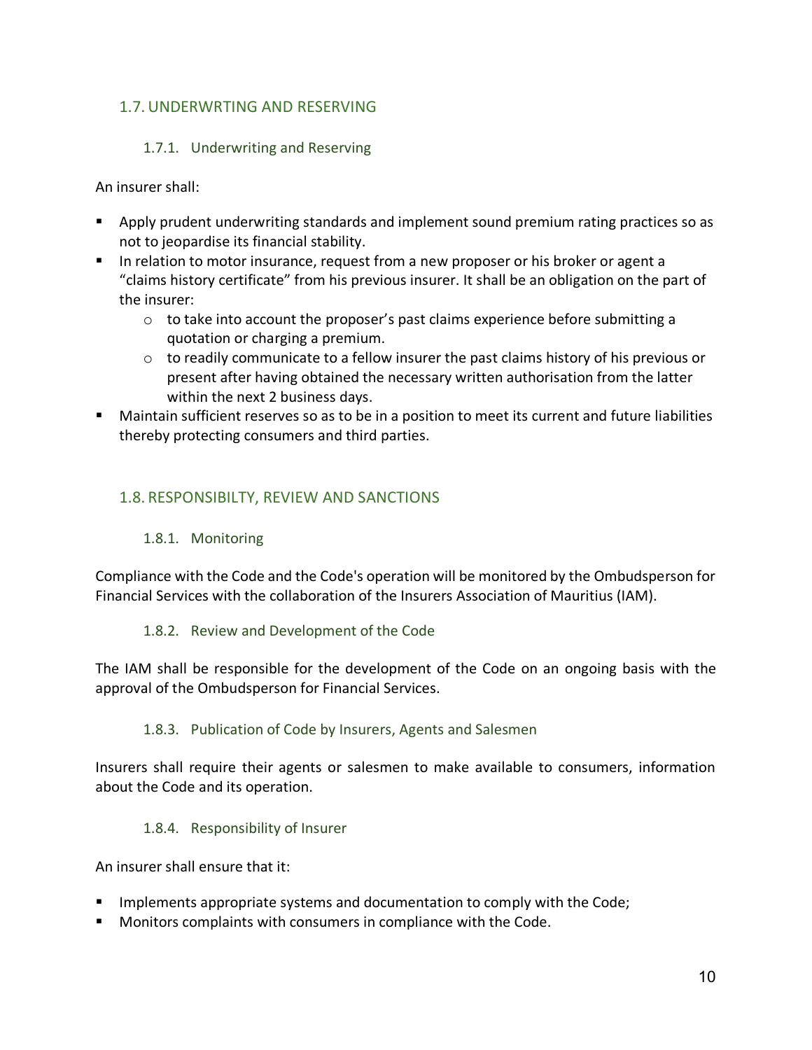## 1.7. UNDERWRTING AND RESERVING

### 1.7.1. Underwriting and Reserving

An insurer shall:

- Apply prudent underwriting standards and implement sound premium rating practices so as not to jeopardise its financial stability.
- In relation to motor insurance, request from a new proposer or his broker or agent a "claims history certificate" from his previous insurer. It shall be an obligation on the part of the insurer:
  - to take into account the proposer's past claims experience before submitting a quotation or charging a premium.
  - to readily communicate to a fellow insurer the past claims history of his previous or present after having obtained the necessary written authorisation from the latter within the next 2 business days.
- Maintain sufficient reserves so as to be in a position to meet its current and future liabilities thereby protecting consumers and third parties.

## 1.8. RESPONSIBILTY, REVIEW AND SANCTIONS

### 1.8.1. Monitoring

Compliance with the Code and the Code's operation will be monitored by the Ombudsperson for Financial Services with the collaboration of the Insurers Association of Mauritius (IAM).

### 1.8.2. Review and Development of the Code

The IAM shall be responsible for the development of the Code on an ongoing basis with the approval of the Ombudsperson for Financial Services.

### 1.8.3. Publication of Code by Insurers, Agents and Salesmen

Insurers shall require their agents or salesmen to make available to consumers, information about the Code and its operation.

### 1.8.4. Responsibility of Insurer

An insurer shall ensure that it:

- Implements appropriate systems and documentation to comply with the Code;
- Monitors complaints with consumers in compliance with the Code.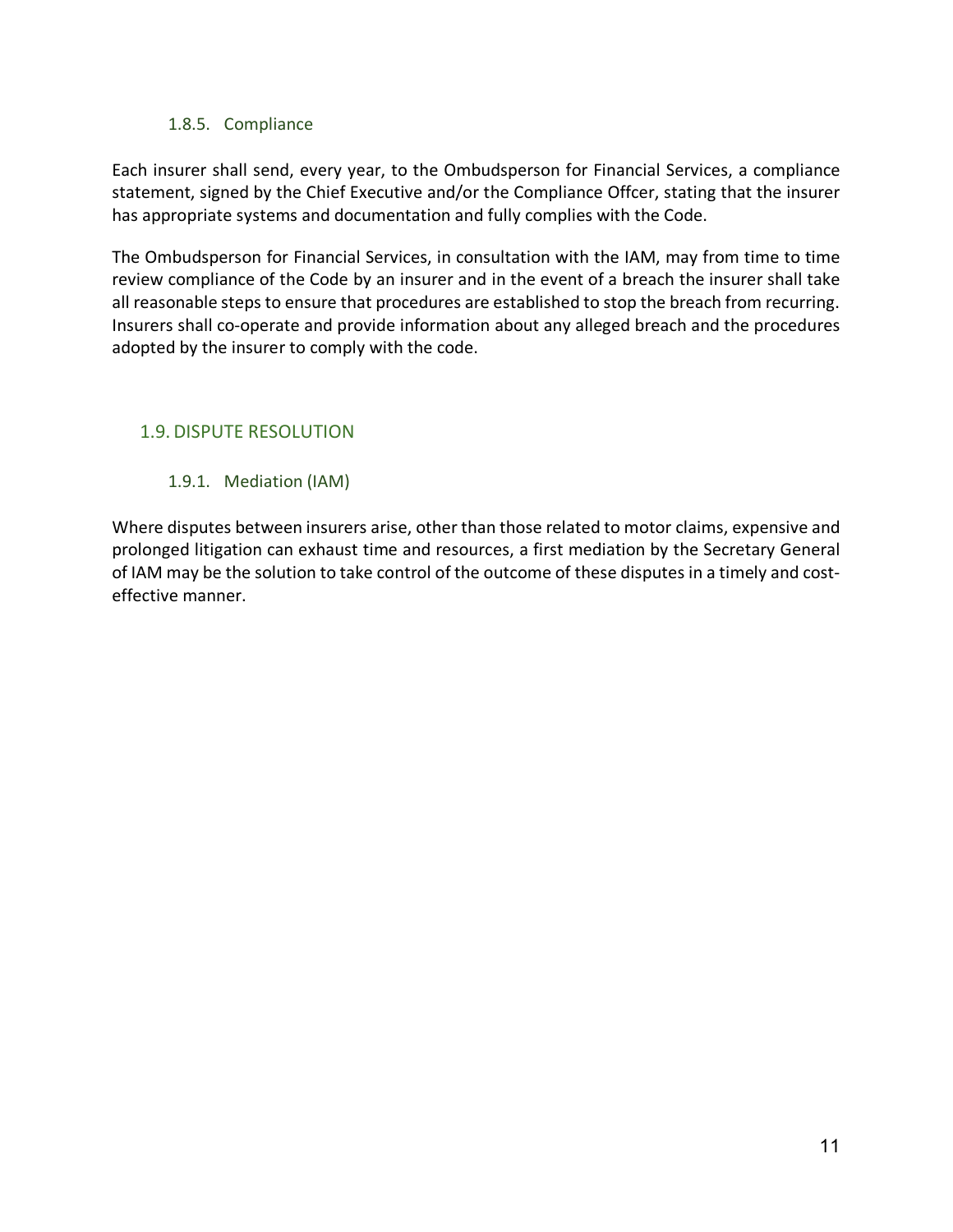### 1.8.5. Compliance

Each insurer shall send, every year, to the Ombudsperson for Financial Services, a compliance statement, signed by the Chief Executive and/or the Compliance Offcer, stating that the insurer has appropriate systems and documentation and fully complies with the Code.

The Ombudsperson for Financial Services, in consultation with the IAM, may from time to time review compliance of the Code by an insurer and in the event of a breach the insurer shall take all reasonable steps to ensure that procedures are established to stop the breach from recurring. Insurers shall co-operate and provide information about any alleged breach and the procedures adopted by the insurer to comply with the code.

## 1.9. DISPUTE RESOLUTION

### 1.9.1. Mediation (IAM)

Where disputes between insurers arise, other than those related to motor claims, expensive and prolonged litigation can exhaust time and resources, a first mediation by the Secretary General of IAM may be the solution to take control of the outcome of these disputes in a timely and cost-effective manner.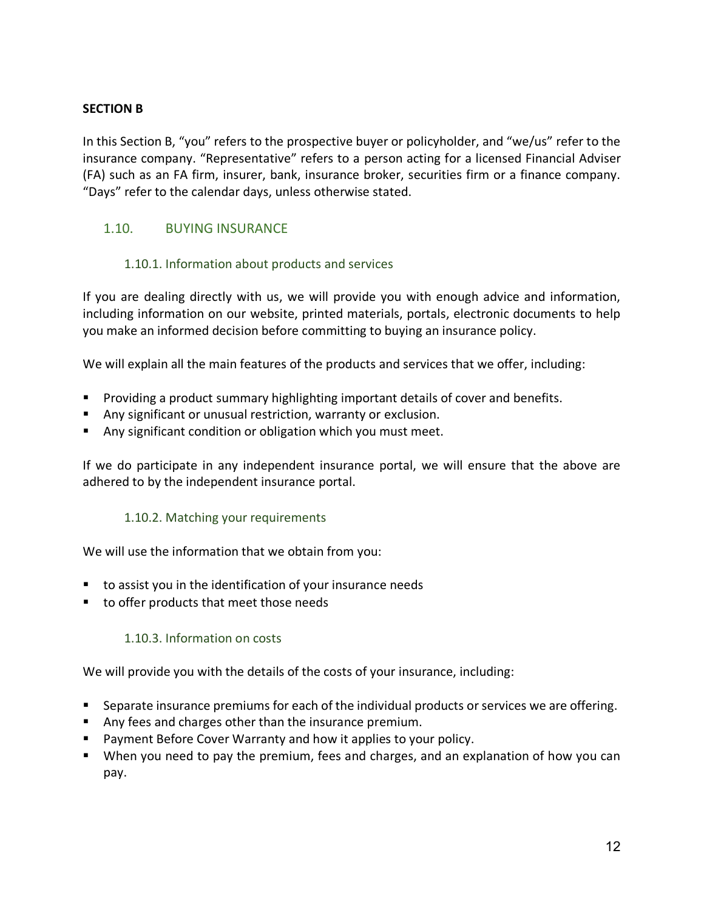**SECTION B**

In this Section B, "you" refers to the prospective buyer or policyholder, and "we/us" refer to the insurance company. "Representative" refers to a person acting for a licensed Financial Adviser (FA) such as an FA firm, insurer, bank, insurance broker, securities firm or a finance company. "Days" refer to the calendar days, unless otherwise stated.

## 1.10. BUYING INSURANCE

### 1.10.1. Information about products and services

If you are dealing directly with us, we will provide you with enough advice and information, including information on our website, printed materials, portals, electronic documents to help you make an informed decision before committing to buying an insurance policy.

We will explain all the main features of the products and services that we offer, including:

- Providing a product summary highlighting important details of cover and benefits.
- Any significant or unusual restriction, warranty or exclusion.
- Any significant condition or obligation which you must meet.

If we do participate in any independent insurance portal, we will ensure that the above are adhered to by the independent insurance portal.

### 1.10.2. Matching your requirements

We will use the information that we obtain from you:

- to assist you in the identification of your insurance needs
- to offer products that meet those needs

### 1.10.3. Information on costs

We will provide you with the details of the costs of your insurance, including:

- Separate insurance premiums for each of the individual products or services we are offering.
- Any fees and charges other than the insurance premium.
- Payment Before Cover Warranty and how it applies to your policy.
- When you need to pay the premium, fees and charges, and an explanation of how you can pay.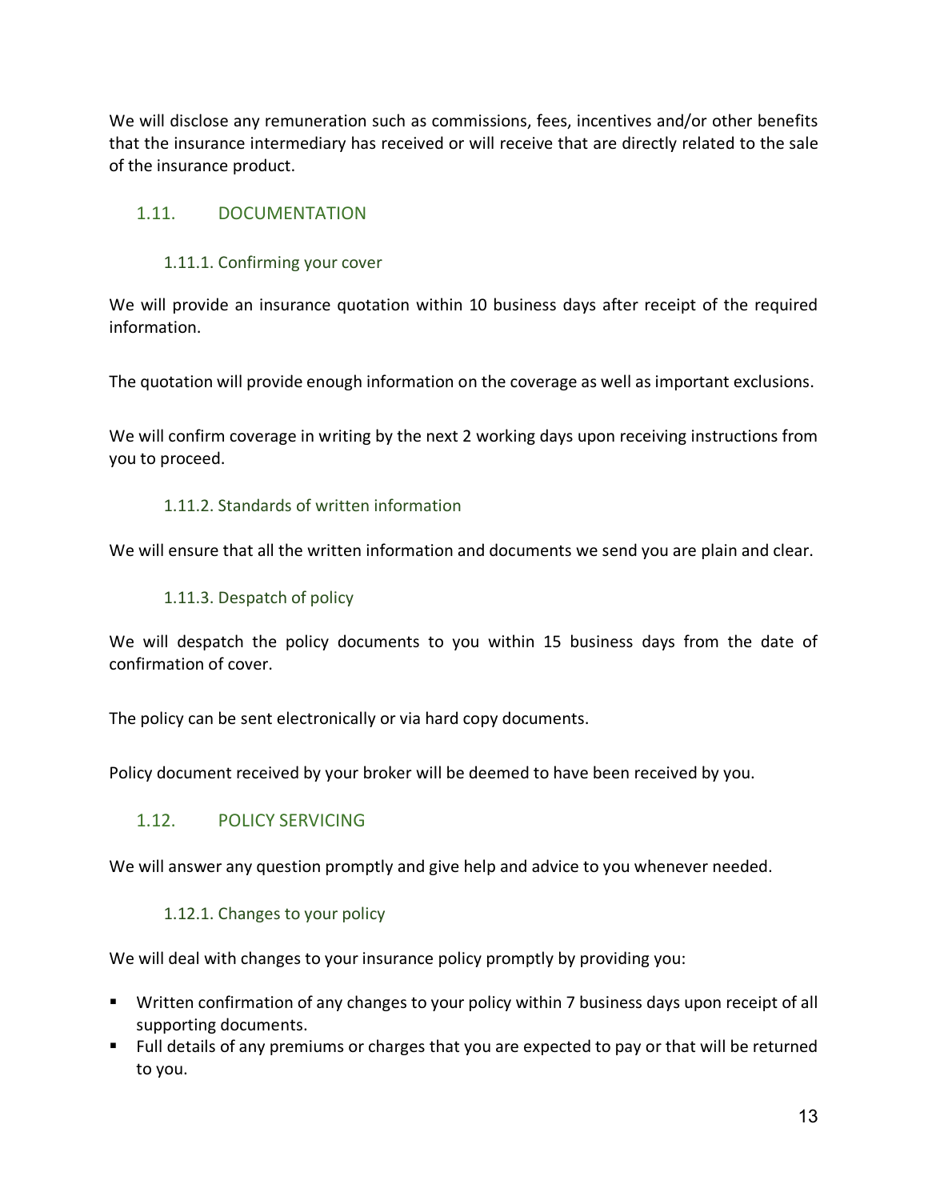We will disclose any remuneration such as commissions, fees, incentives and/or other benefits that the insurance intermediary has received or will receive that are directly related to the sale of the insurance product.

## 1.11. DOCUMENTATION

### 1.11.1. Confirming your cover

We will provide an insurance quotation within 10 business days after receipt of the required information.

The quotation will provide enough information on the coverage as well as important exclusions.

We will confirm coverage in writing by the next 2 working days upon receiving instructions from you to proceed.

### 1.11.2. Standards of written information

We will ensure that all the written information and documents we send you are plain and clear.

### 1.11.3. Despatch of policy

We will despatch the policy documents to you within 15 business days from the date of confirmation of cover.

The policy can be sent electronically or via hard copy documents.

Policy document received by your broker will be deemed to have been received by you.

## 1.12. POLICY SERVICING

We will answer any question promptly and give help and advice to you whenever needed.

### 1.12.1. Changes to your policy

We will deal with changes to your insurance policy promptly by providing you:

- Written confirmation of any changes to your policy within 7 business days upon receipt of all supporting documents.
- Full details of any premiums or charges that you are expected to pay or that will be returned to you.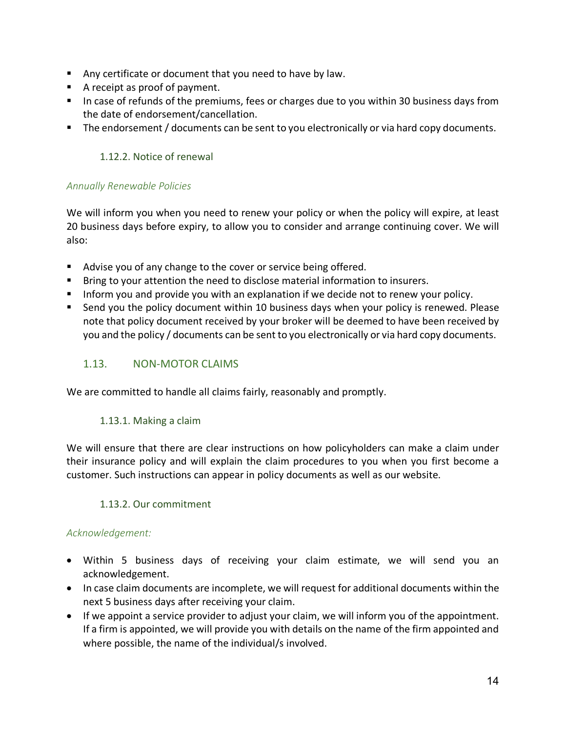- Any certificate or document that you need to have by law.
- A receipt as proof of payment.
- In case of refunds of the premiums, fees or charges due to you within 30 business days from the date of endorsement/cancellation.
- The endorsement / documents can be sent to you electronically or via hard copy documents.

### 1.12.2. Notice of renewal

*Annually Renewable Policies*

We will inform you when you need to renew your policy or when the policy will expire, at least 20 business days before expiry, to allow you to consider and arrange continuing cover. We will also:

- Advise you of any change to the cover or service being offered.
- Bring to your attention the need to disclose material information to insurers.
- Inform you and provide you with an explanation if we decide not to renew your policy.
- Send you the policy document within 10 business days when your policy is renewed. Please note that policy document received by your broker will be deemed to have been received by you and the policy / documents can be sent to you electronically or via hard copy documents.

## 1.13. NON-MOTOR CLAIMS

We are committed to handle all claims fairly, reasonably and promptly.

### 1.13.1. Making a claim

We will ensure that there are clear instructions on how policyholders can make a claim under their insurance policy and will explain the claim procedures to you when you first become a customer. Such instructions can appear in policy documents as well as our website.

### 1.13.2. Our commitment

*Acknowledgement:*

- Within 5 business days of receiving your claim estimate, we will send you an acknowledgement.
- In case claim documents are incomplete, we will request for additional documents within the next 5 business days after receiving your claim.
- If we appoint a service provider to adjust your claim, we will inform you of the appointment. If a firm is appointed, we will provide you with details on the name of the firm appointed and where possible, the name of the individual/s involved.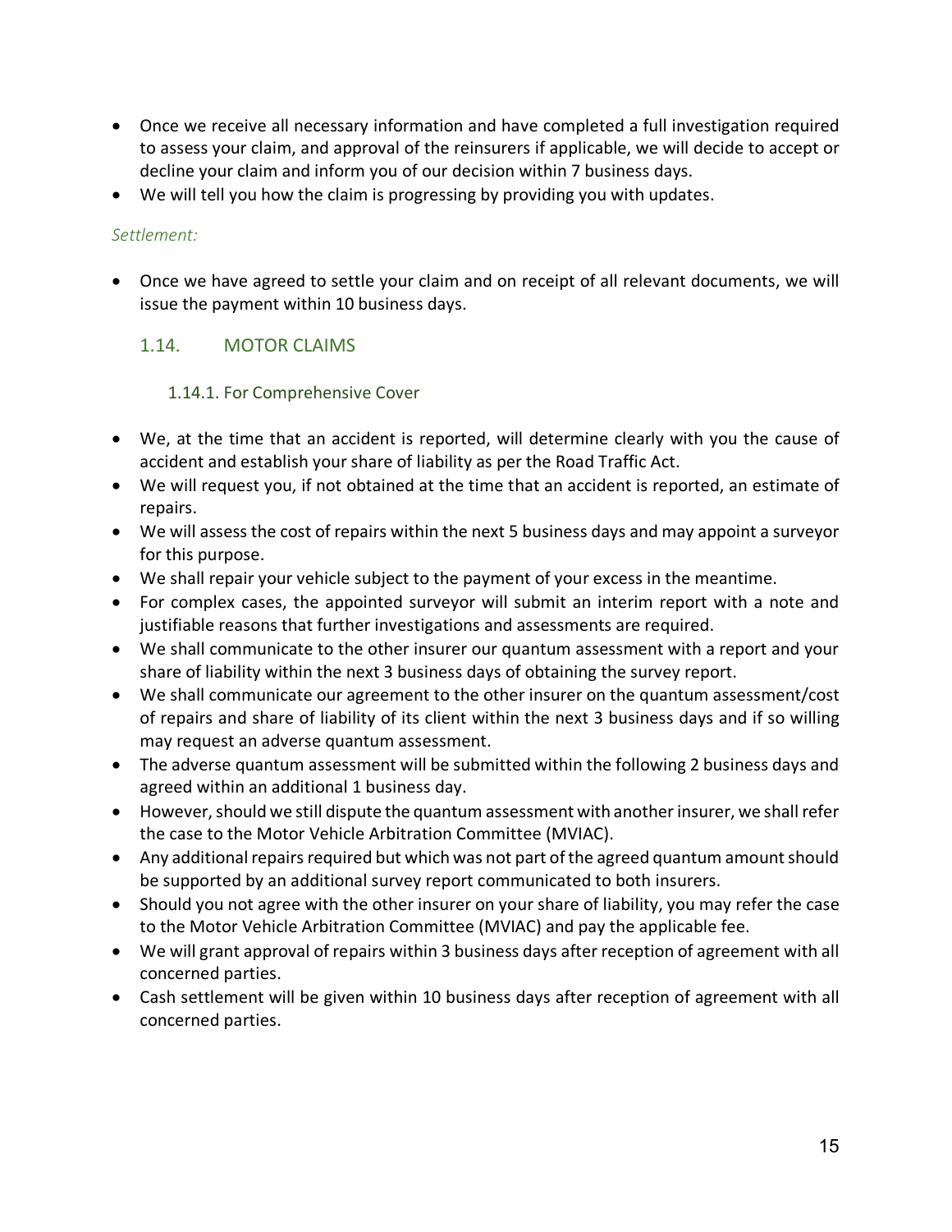- Once we receive all necessary information and have completed a full investigation required to assess your claim, and approval of the reinsurers if applicable, we will decide to accept or decline your claim and inform you of our decision within 7 business days.
- We will tell you how the claim is progressing by providing you with updates.

*Settlement:*

- Once we have agreed to settle your claim and on receipt of all relevant documents, we will issue the payment within 10 business days.

## 1.14. MOTOR CLAIMS

### 1.14.1. For Comprehensive Cover

- We, at the time that an accident is reported, will determine clearly with you the cause of accident and establish your share of liability as per the Road Traffic Act.
- We will request you, if not obtained at the time that an accident is reported, an estimate of repairs.
- We will assess the cost of repairs within the next 5 business days and may appoint a surveyor for this purpose.
- We shall repair your vehicle subject to the payment of your excess in the meantime.
- For complex cases, the appointed surveyor will submit an interim report with a note and justifiable reasons that further investigations and assessments are required.
- We shall communicate to the other insurer our quantum assessment with a report and your share of liability within the next 3 business days of obtaining the survey report.
- We shall communicate our agreement to the other insurer on the quantum assessment/cost of repairs and share of liability of its client within the next 3 business days and if so willing may request an adverse quantum assessment.
- The adverse quantum assessment will be submitted within the following 2 business days and agreed within an additional 1 business day.
- However, should we still dispute the quantum assessment with another insurer, we shall refer the case to the Motor Vehicle Arbitration Committee (MVIAC).
- Any additional repairs required but which was not part of the agreed quantum amount should be supported by an additional survey report communicated to both insurers.
- Should you not agree with the other insurer on your share of liability, you may refer the case to the Motor Vehicle Arbitration Committee (MVIAC) and pay the applicable fee.
- We will grant approval of repairs within 3 business days after reception of agreement with all concerned parties.
- Cash settlement will be given within 10 business days after reception of agreement with all concerned parties.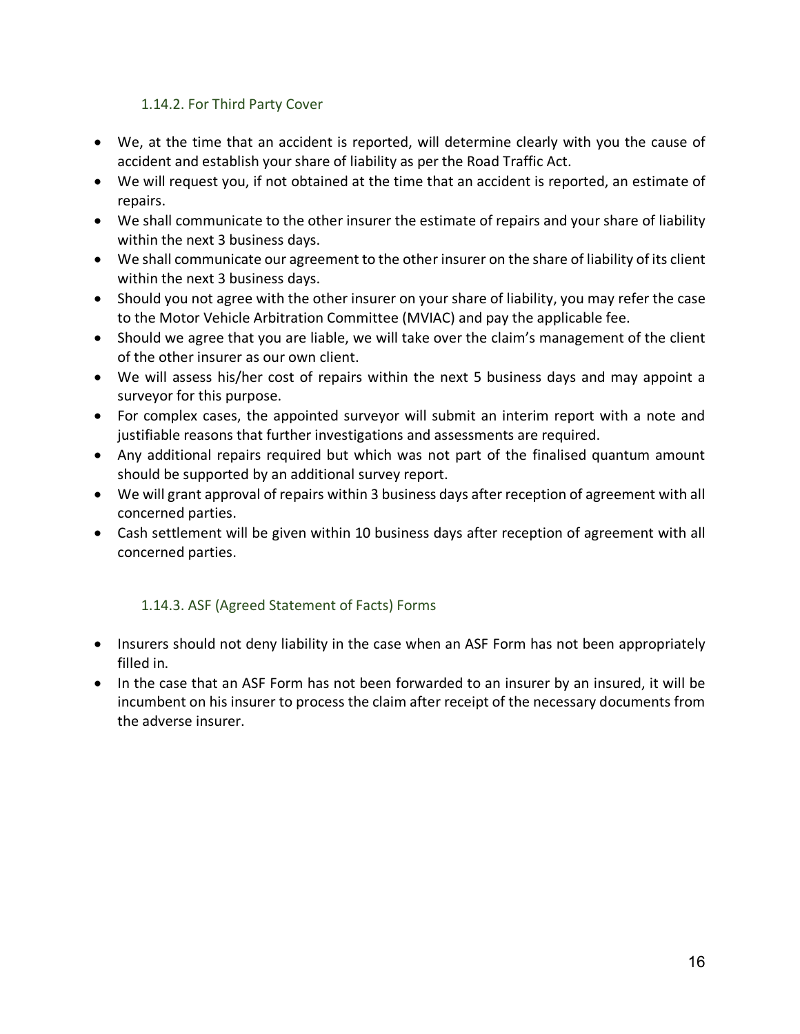### 1.14.2. For Third Party Cover

- We, at the time that an accident is reported, will determine clearly with you the cause of accident and establish your share of liability as per the Road Traffic Act.
- We will request you, if not obtained at the time that an accident is reported, an estimate of repairs.
- We shall communicate to the other insurer the estimate of repairs and your share of liability within the next 3 business days.
- We shall communicate our agreement to the other insurer on the share of liability of its client within the next 3 business days.
- Should you not agree with the other insurer on your share of liability, you may refer the case to the Motor Vehicle Arbitration Committee (MVIAC) and pay the applicable fee.
- Should we agree that you are liable, we will take over the claim's management of the client of the other insurer as our own client.
- We will assess his/her cost of repairs within the next 5 business days and may appoint a surveyor for this purpose.
- For complex cases, the appointed surveyor will submit an interim report with a note and justifiable reasons that further investigations and assessments are required.
- Any additional repairs required but which was not part of the finalised quantum amount should be supported by an additional survey report.
- We will grant approval of repairs within 3 business days after reception of agreement with all concerned parties.
- Cash settlement will be given within 10 business days after reception of agreement with all concerned parties.

### 1.14.3. ASF (Agreed Statement of Facts) Forms

- Insurers should not deny liability in the case when an ASF Form has not been appropriately filled in.
- In the case that an ASF Form has not been forwarded to an insurer by an insured, it will be incumbent on his insurer to process the claim after receipt of the necessary documents from the adverse insurer.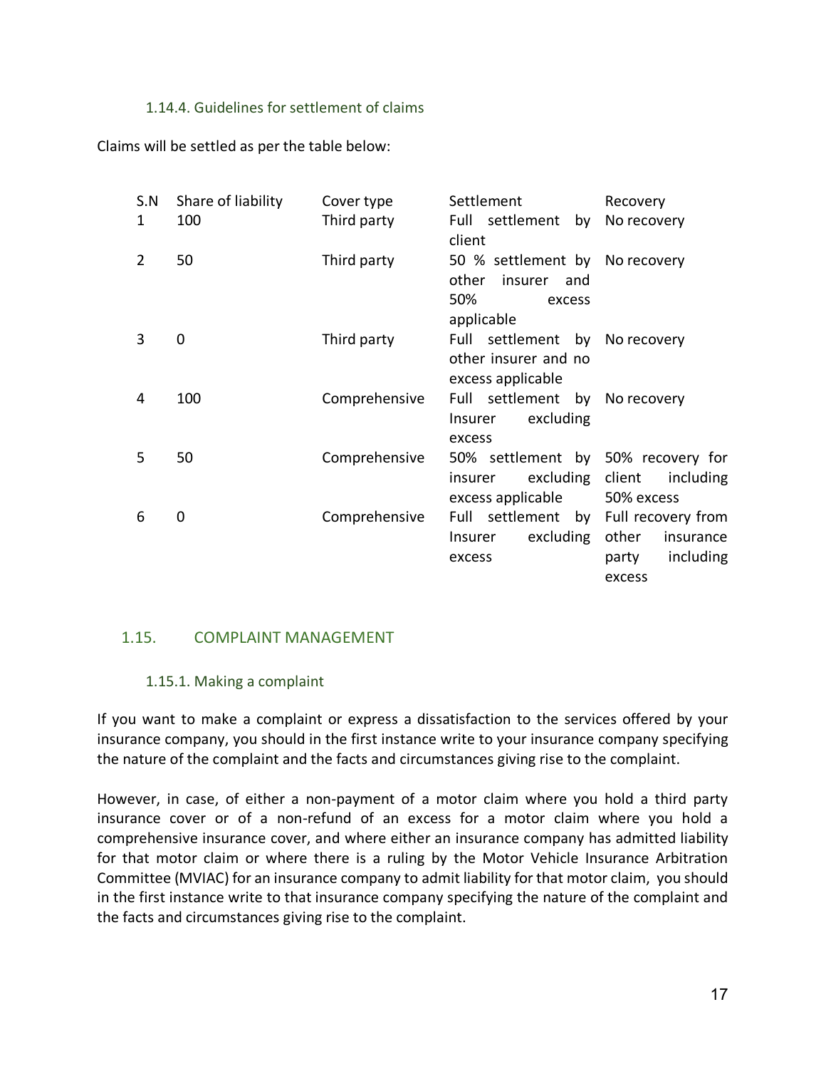#### 1.14.4. Guidelines for settlement of claims

Claims will be settled as per the table below:

| S.N | Share of liability | Cover type | Settlement | Recovery |
|---|---|---|---|---|
| 1 | 100 | Third party | Full settlement by client | No recovery |
| 2 | 50 | Third party | 50 % settlement by other insurer and 50% excess applicable | No recovery |
| 3 | 0 | Third party | Full settlement by other insurer and no excess applicable | No recovery |
| 4 | 100 | Comprehensive | Full settlement by Insurer excluding excess | No recovery |
| 5 | 50 | Comprehensive | 50% settlement by insurer excluding excess applicable | 50% recovery for client including 50% excess |
| 6 | 0 | Comprehensive | Full settlement by Insurer excluding excess | Full recovery from other insurance party including excess |

### 1.15. COMPLAINT MANAGEMENT

#### 1.15.1. Making a complaint

If you want to make a complaint or express a dissatisfaction to the services offered by your insurance company, you should in the first instance write to your insurance company specifying the nature of the complaint and the facts and circumstances giving rise to the complaint.

However, in case, of either a non-payment of a motor claim where you hold a third party insurance cover or of a non-refund of an excess for a motor claim where you hold a comprehensive insurance cover, and where either an insurance company has admitted liability for that motor claim or where there is a ruling by the Motor Vehicle Insurance Arbitration Committee (MVIAC) for an insurance company to admit liability for that motor claim, you should in the first instance write to that insurance company specifying the nature of the complaint and the facts and circumstances giving rise to the complaint.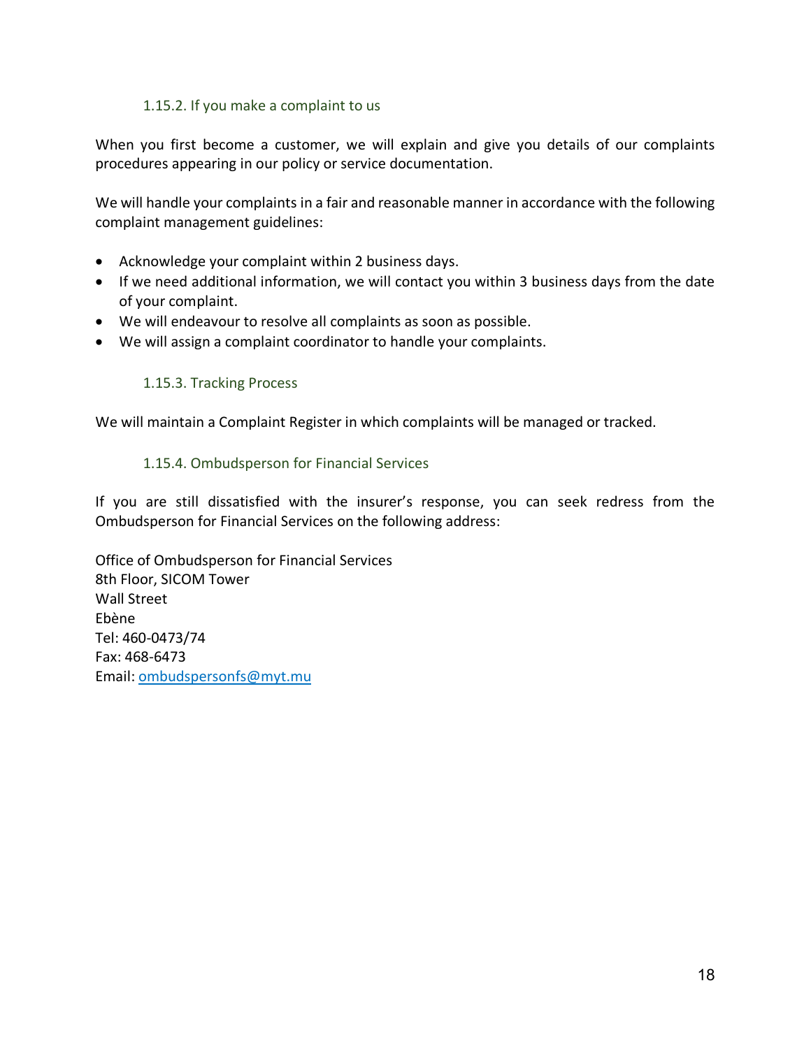### 1.15.2. If you make a complaint to us

When you first become a customer, we will explain and give you details of our complaints procedures appearing in our policy or service documentation.

We will handle your complaints in a fair and reasonable manner in accordance with the following complaint management guidelines:

- Acknowledge your complaint within 2 business days.
- If we need additional information, we will contact you within 3 business days from the date of your complaint.
- We will endeavour to resolve all complaints as soon as possible.
- We will assign a complaint coordinator to handle your complaints.

### 1.15.3. Tracking Process

We will maintain a Complaint Register in which complaints will be managed or tracked.

### 1.15.4. Ombudsperson for Financial Services

If you are still dissatisfied with the insurer's response, you can seek redress from the Ombudsperson for Financial Services on the following address:

Office of Ombudsperson for Financial Services
8th Floor, SICOM Tower
Wall Street
Ebène
Tel: 460-0473/74
Fax: 468-6473
Email: ombudspersonfs@myt.mu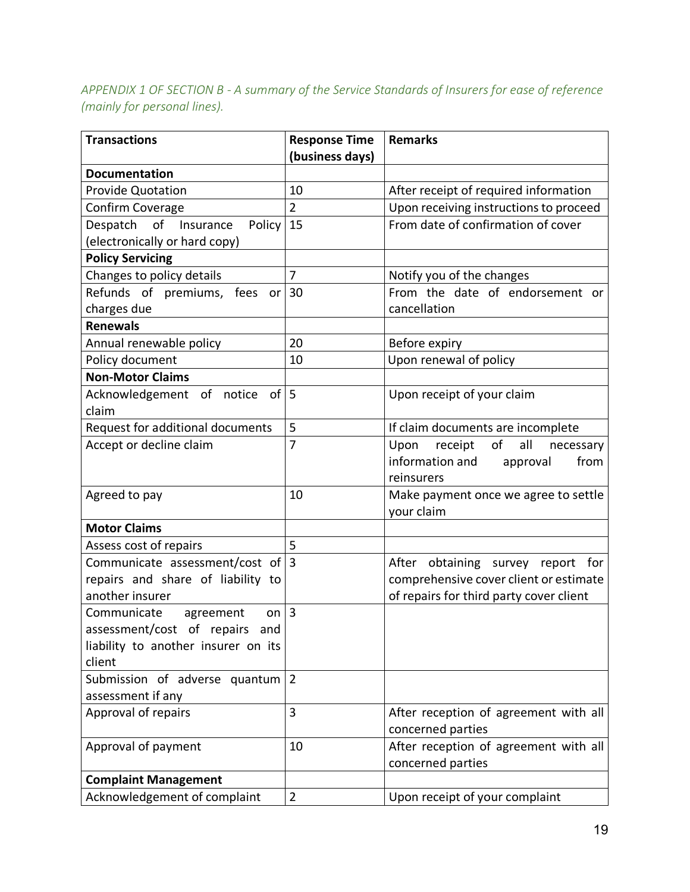*APPENDIX 1 OF SECTION B - A summary of the Service Standards of Insurers for ease of reference (mainly for personal lines).*

| **Transactions** | **Response Time (business days)** | **Remarks** |
|---|---|---|
| **Documentation** | | |
| Provide Quotation | 10 | After receipt of required information |
| Confirm Coverage | 2 | Upon receiving instructions to proceed |
| Despatch of Insurance Policy (electronically or hard copy) | 15 | From date of confirmation of cover |
| **Policy Servicing** | | |
| Changes to policy details | 7 | Notify you of the changes |
| Refunds of premiums, fees or charges due | 30 | From the date of endorsement or cancellation |
| **Renewals** | | |
| Annual renewable policy | 20 | Before expiry |
| Policy document | 10 | Upon renewal of policy |
| **Non-Motor Claims** | | |
| Acknowledgement of notice of claim | 5 | Upon receipt of your claim |
| Request for additional documents | 5 | If claim documents are incomplete |
| Accept or decline claim | 7 | Upon receipt of all necessary information and approval from reinsurers |
| Agreed to pay | 10 | Make payment once we agree to settle your claim |
| **Motor Claims** | | |
| Assess cost of repairs | 5 | |
| Communicate assessment/cost of repairs and share of liability to another insurer | 3 | After obtaining survey report for comprehensive cover client or estimate of repairs for third party cover client |
| Communicate agreement on assessment/cost of repairs and liability to another insurer on its client | 3 | |
| Submission of adverse quantum assessment if any | 2 | |
| Approval of repairs | 3 | After reception of agreement with all concerned parties |
| Approval of payment | 10 | After reception of agreement with all concerned parties |
| **Complaint Management** | | |
| Acknowledgement of complaint | 2 | Upon receipt of your complaint |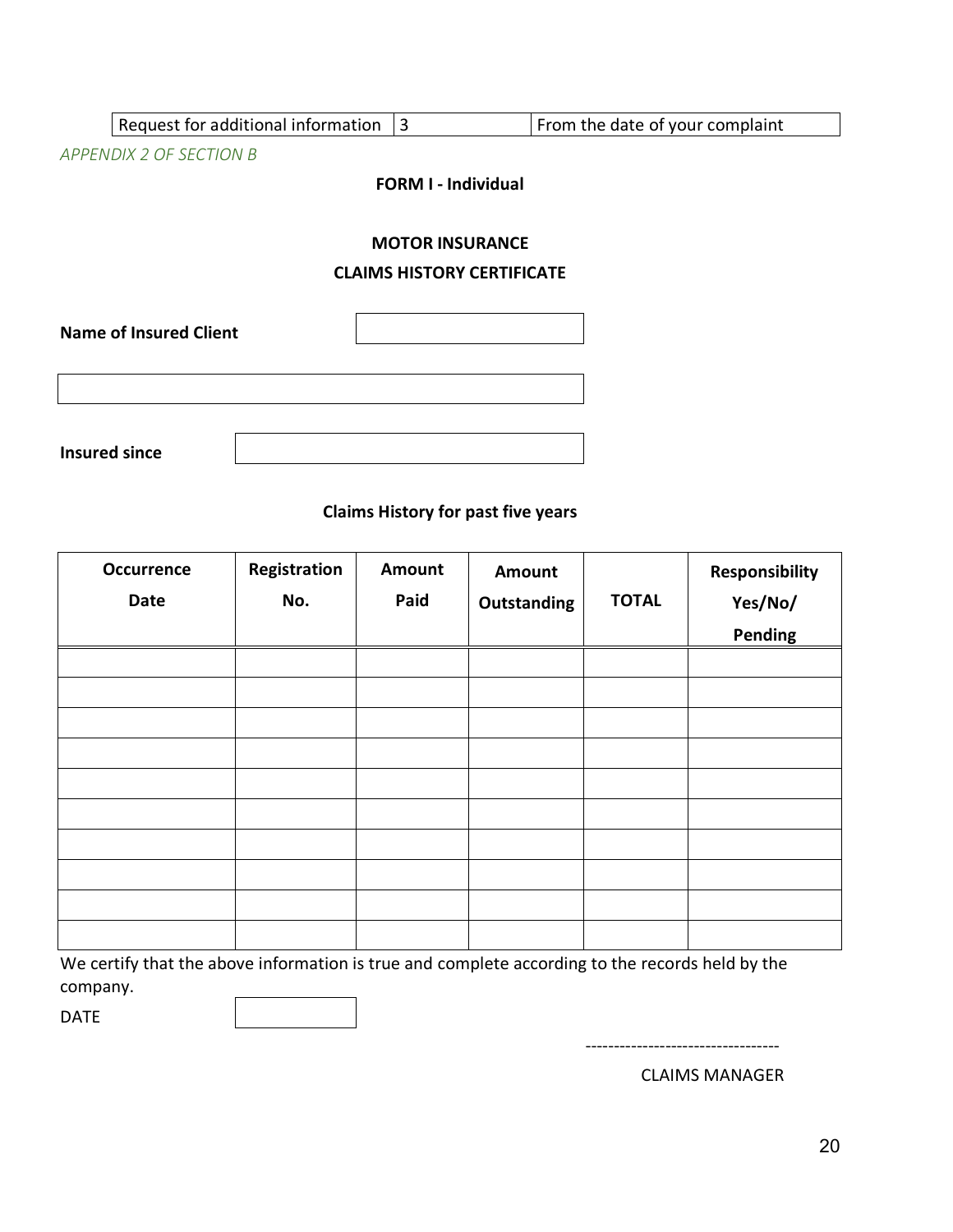| Request for additional information | 3 | From the date of your complaint |
|---|---|---|

*APPENDIX 2 OF SECTION B*

**FORM I - Individual**

**MOTOR INSURANCE**

**CLAIMS HISTORY CERTIFICATE**

**Name of Insured Client** ____________________

____________________

**Insured since** ____________________

**Claims History for past five years**

| Occurrence Date | Registration No. | Amount Paid | Amount Outstanding | TOTAL | Responsibility Yes/No/ Pending |
|---|---|---|---|---|---|
| | | | | | |
| | | | | | |
| | | | | | |
| | | | | | |
| | | | | | |
| | | | | | |
| | | | | | |
| | | | | | |
| | | | | | |
| | | | | | |

We certify that the above information is true and complete according to the records held by the company.

DATE ____________

----------------------------------

CLAIMS MANAGER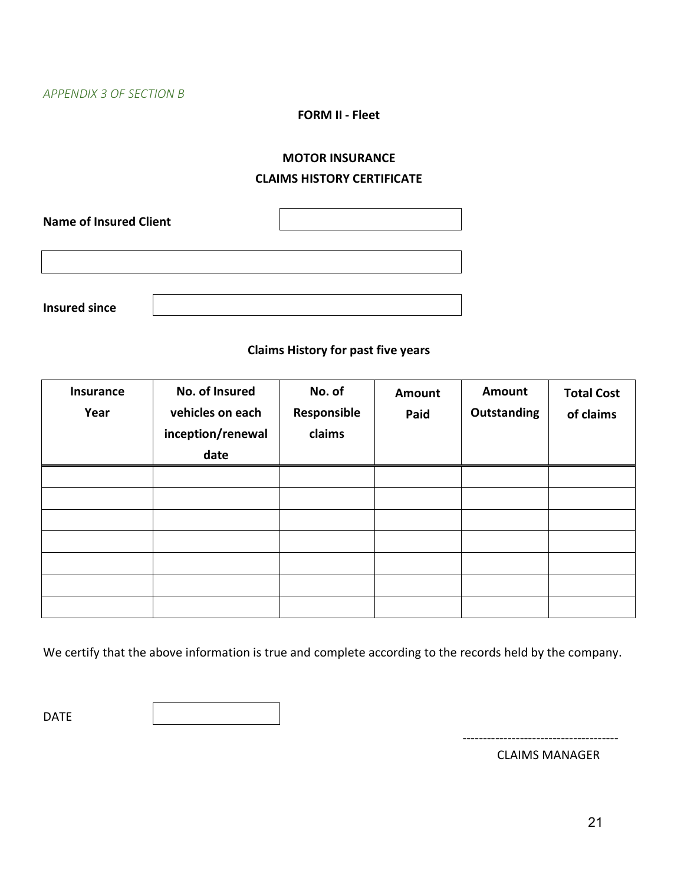*APPENDIX 3 OF SECTION B*

**FORM II - Fleet**

**MOTOR INSURANCE**
**CLAIMS HISTORY CERTIFICATE**

**Name of Insured Client**

**Insured since**

**Claims History for past five years**

| Insurance Year | No. of Insured vehicles on each inception/renewal date | No. of Responsible claims | Amount Paid | Amount Outstanding | Total Cost of claims |
|---|---|---|---|---|---|
| | | | | | |
| | | | | | |
| | | | | | |
| | | | | | |
| | | | | | |
| | | | | | |
| | | | | | |

We certify that the above information is true and complete according to the records held by the company.

DATE

--------------------------------------
CLAIMS MANAGER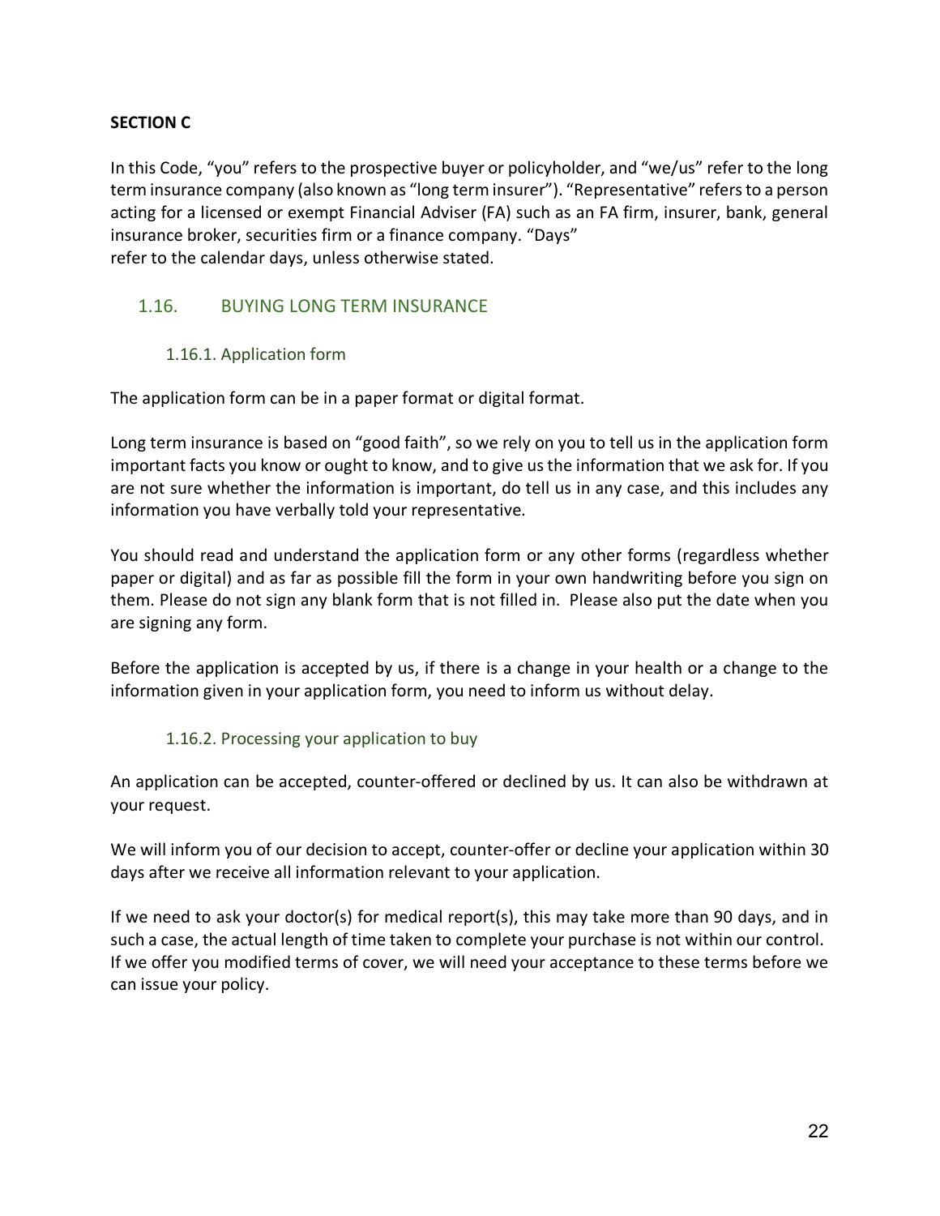**SECTION C**

In this Code, "you" refers to the prospective buyer or policyholder, and "we/us" refer to the long term insurance company (also known as "long term insurer"). "Representative" refers to a person acting for a licensed or exempt Financial Adviser (FA) such as an FA firm, insurer, bank, general insurance broker, securities firm or a finance company. "Days"
refer to the calendar days, unless otherwise stated.

## 1.16. BUYING LONG TERM INSURANCE

### 1.16.1. Application form

The application form can be in a paper format or digital format.

Long term insurance is based on "good faith", so we rely on you to tell us in the application form important facts you know or ought to know, and to give us the information that we ask for. If you are not sure whether the information is important, do tell us in any case, and this includes any information you have verbally told your representative.

You should read and understand the application form or any other forms (regardless whether paper or digital) and as far as possible fill the form in your own handwriting before you sign on them. Please do not sign any blank form that is not filled in. Please also put the date when you are signing any form.

Before the application is accepted by us, if there is a change in your health or a change to the information given in your application form, you need to inform us without delay.

### 1.16.2. Processing your application to buy

An application can be accepted, counter-offered or declined by us. It can also be withdrawn at your request.

We will inform you of our decision to accept, counter-offer or decline your application within 30 days after we receive all information relevant to your application.

If we need to ask your doctor(s) for medical report(s), this may take more than 90 days, and in such a case, the actual length of time taken to complete your purchase is not within our control. If we offer you modified terms of cover, we will need your acceptance to these terms before we can issue your policy.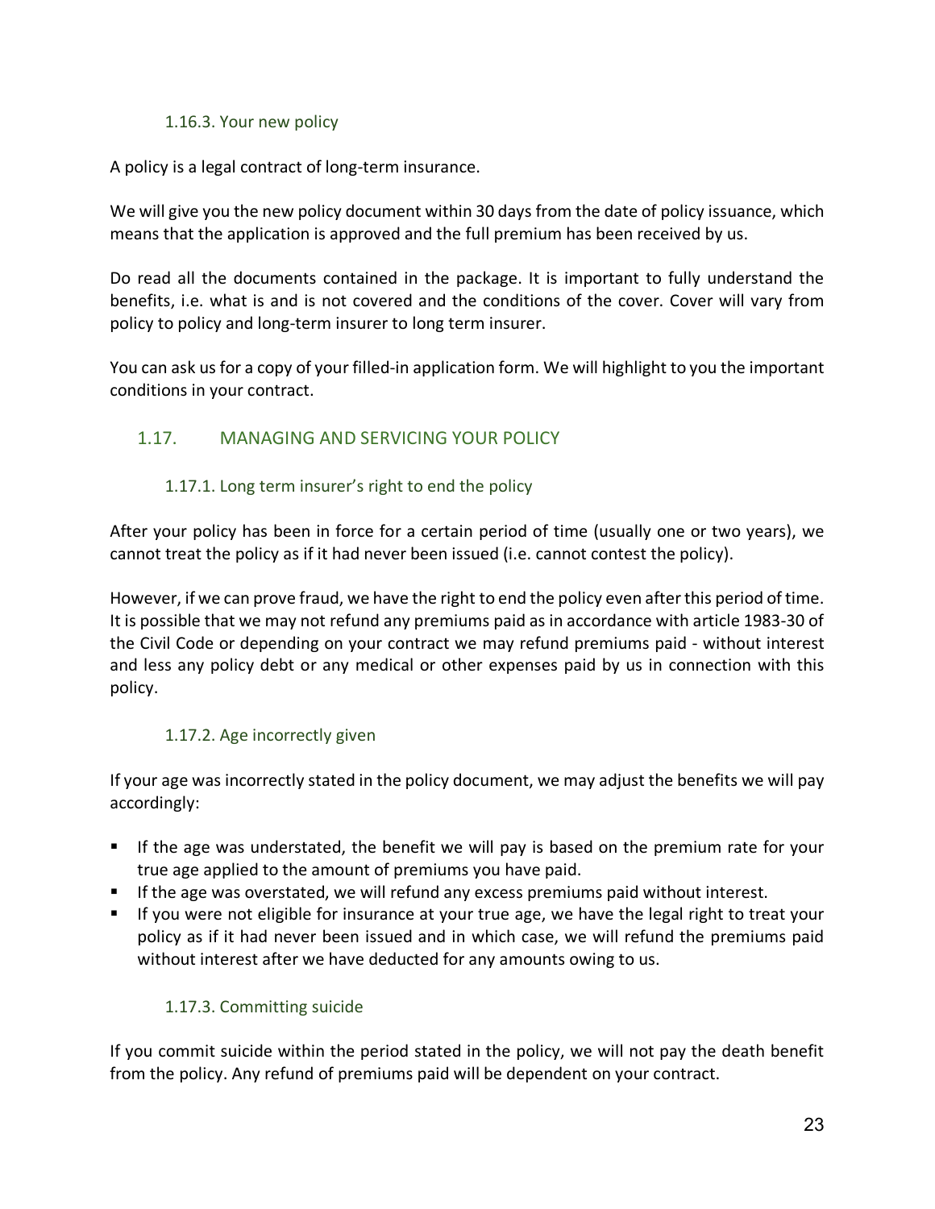### 1.16.3. Your new policy

A policy is a legal contract of long-term insurance.

We will give you the new policy document within 30 days from the date of policy issuance, which means that the application is approved and the full premium has been received by us.

Do read all the documents contained in the package. It is important to fully understand the benefits, i.e. what is and is not covered and the conditions of the cover. Cover will vary from policy to policy and long-term insurer to long term insurer.

You can ask us for a copy of your filled-in application form. We will highlight to you the important conditions in your contract.

## 1.17. MANAGING AND SERVICING YOUR POLICY

### 1.17.1. Long term insurer's right to end the policy

After your policy has been in force for a certain period of time (usually one or two years), we cannot treat the policy as if it had never been issued (i.e. cannot contest the policy).

However, if we can prove fraud, we have the right to end the policy even after this period of time. It is possible that we may not refund any premiums paid as in accordance with article 1983-30 of the Civil Code or depending on your contract we may refund premiums paid - without interest and less any policy debt or any medical or other expenses paid by us in connection with this policy.

### 1.17.2. Age incorrectly given

If your age was incorrectly stated in the policy document, we may adjust the benefits we will pay accordingly:

- If the age was understated, the benefit we will pay is based on the premium rate for your true age applied to the amount of premiums you have paid.
- If the age was overstated, we will refund any excess premiums paid without interest.
- If you were not eligible for insurance at your true age, we have the legal right to treat your policy as if it had never been issued and in which case, we will refund the premiums paid without interest after we have deducted for any amounts owing to us.

### 1.17.3. Committing suicide

If you commit suicide within the period stated in the policy, we will not pay the death benefit from the policy. Any refund of premiums paid will be dependent on your contract.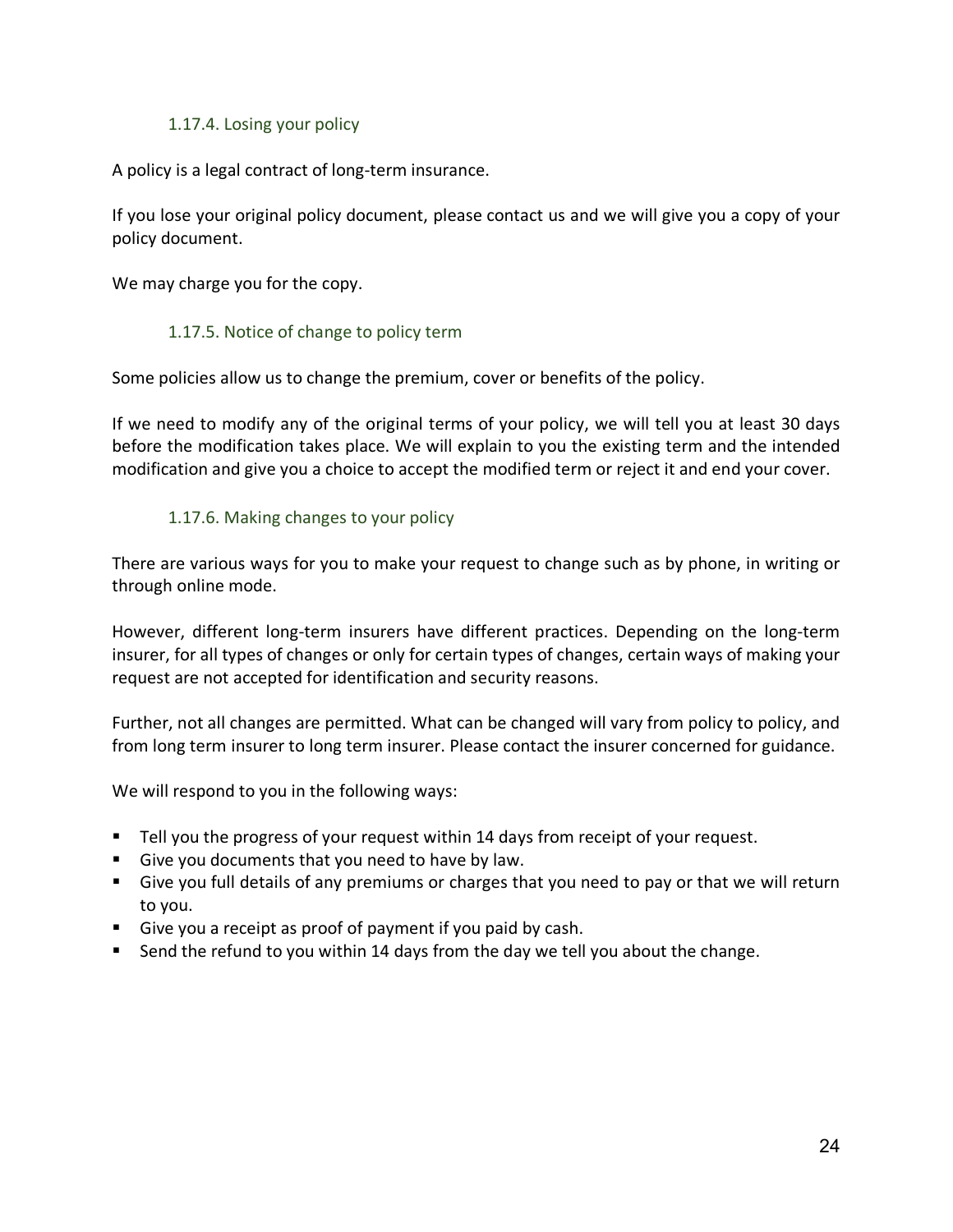### 1.17.4. Losing your policy

A policy is a legal contract of long-term insurance.

If you lose your original policy document, please contact us and we will give you a copy of your policy document.

We may charge you for the copy.

### 1.17.5. Notice of change to policy term

Some policies allow us to change the premium, cover or benefits of the policy.

If we need to modify any of the original terms of your policy, we will tell you at least 30 days before the modification takes place. We will explain to you the existing term and the intended modification and give you a choice to accept the modified term or reject it and end your cover.

### 1.17.6. Making changes to your policy

There are various ways for you to make your request to change such as by phone, in writing or through online mode.

However, different long-term insurers have different practices. Depending on the long-term insurer, for all types of changes or only for certain types of changes, certain ways of making your request are not accepted for identification and security reasons.

Further, not all changes are permitted. What can be changed will vary from policy to policy, and from long term insurer to long term insurer. Please contact the insurer concerned for guidance.

We will respond to you in the following ways:

- Tell you the progress of your request within 14 days from receipt of your request.
- Give you documents that you need to have by law.
- Give you full details of any premiums or charges that you need to pay or that we will return to you.
- Give you a receipt as proof of payment if you paid by cash.
- Send the refund to you within 14 days from the day we tell you about the change.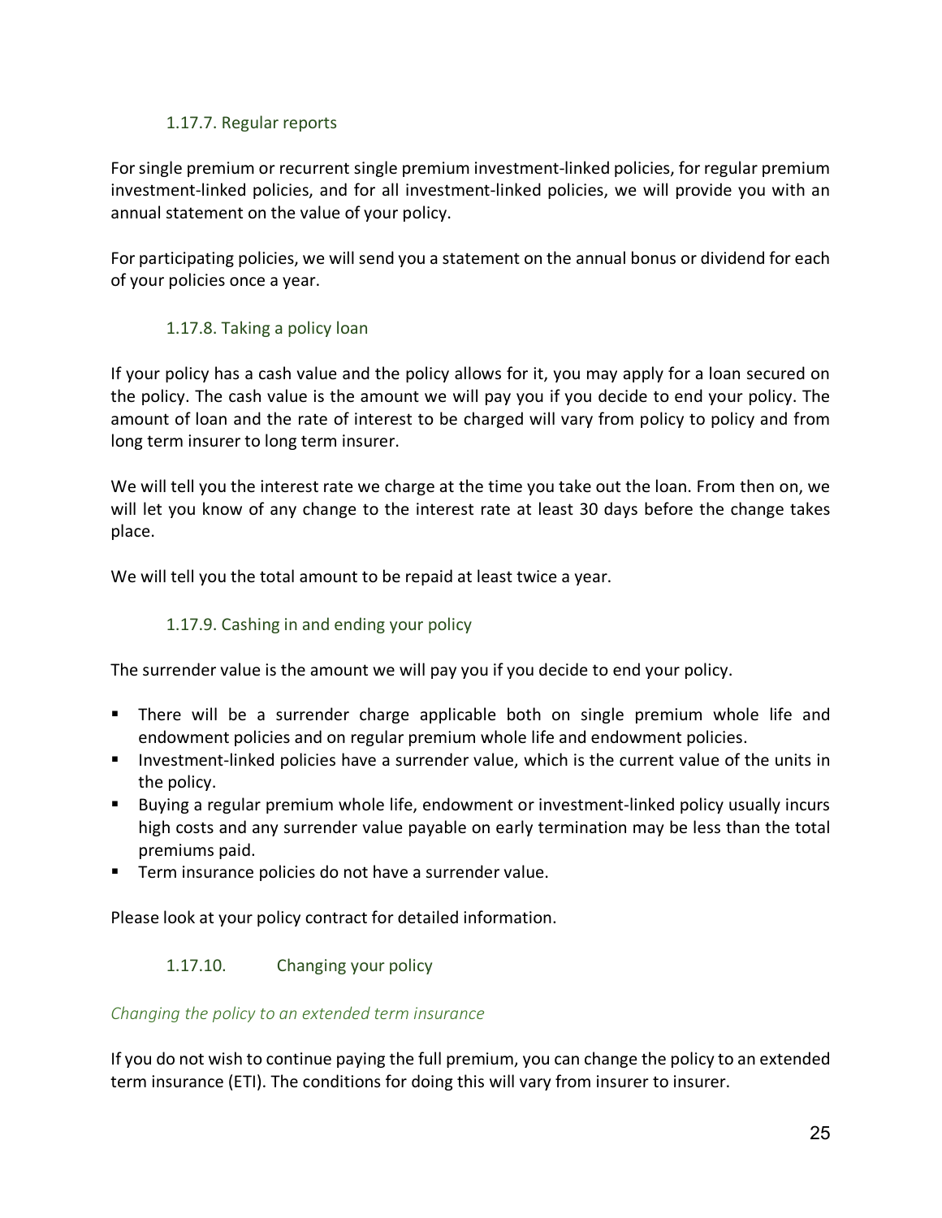#### 1.17.7. Regular reports

For single premium or recurrent single premium investment-linked policies, for regular premium investment-linked policies, and for all investment-linked policies, we will provide you with an annual statement on the value of your policy.

For participating policies, we will send you a statement on the annual bonus or dividend for each of your policies once a year.

#### 1.17.8. Taking a policy loan

If your policy has a cash value and the policy allows for it, you may apply for a loan secured on the policy. The cash value is the amount we will pay you if you decide to end your policy. The amount of loan and the rate of interest to be charged will vary from policy to policy and from long term insurer to long term insurer.

We will tell you the interest rate we charge at the time you take out the loan. From then on, we will let you know of any change to the interest rate at least 30 days before the change takes place.

We will tell you the total amount to be repaid at least twice a year.

#### 1.17.9. Cashing in and ending your policy

The surrender value is the amount we will pay you if you decide to end your policy.

- There will be a surrender charge applicable both on single premium whole life and endowment policies and on regular premium whole life and endowment policies.
- Investment-linked policies have a surrender value, which is the current value of the units in the policy.
- Buying a regular premium whole life, endowment or investment-linked policy usually incurs high costs and any surrender value payable on early termination may be less than the total premiums paid.
- Term insurance policies do not have a surrender value.

Please look at your policy contract for detailed information.

#### 1.17.10. Changing your policy

*Changing the policy to an extended term insurance*

If you do not wish to continue paying the full premium, you can change the policy to an extended term insurance (ETI). The conditions for doing this will vary from insurer to insurer.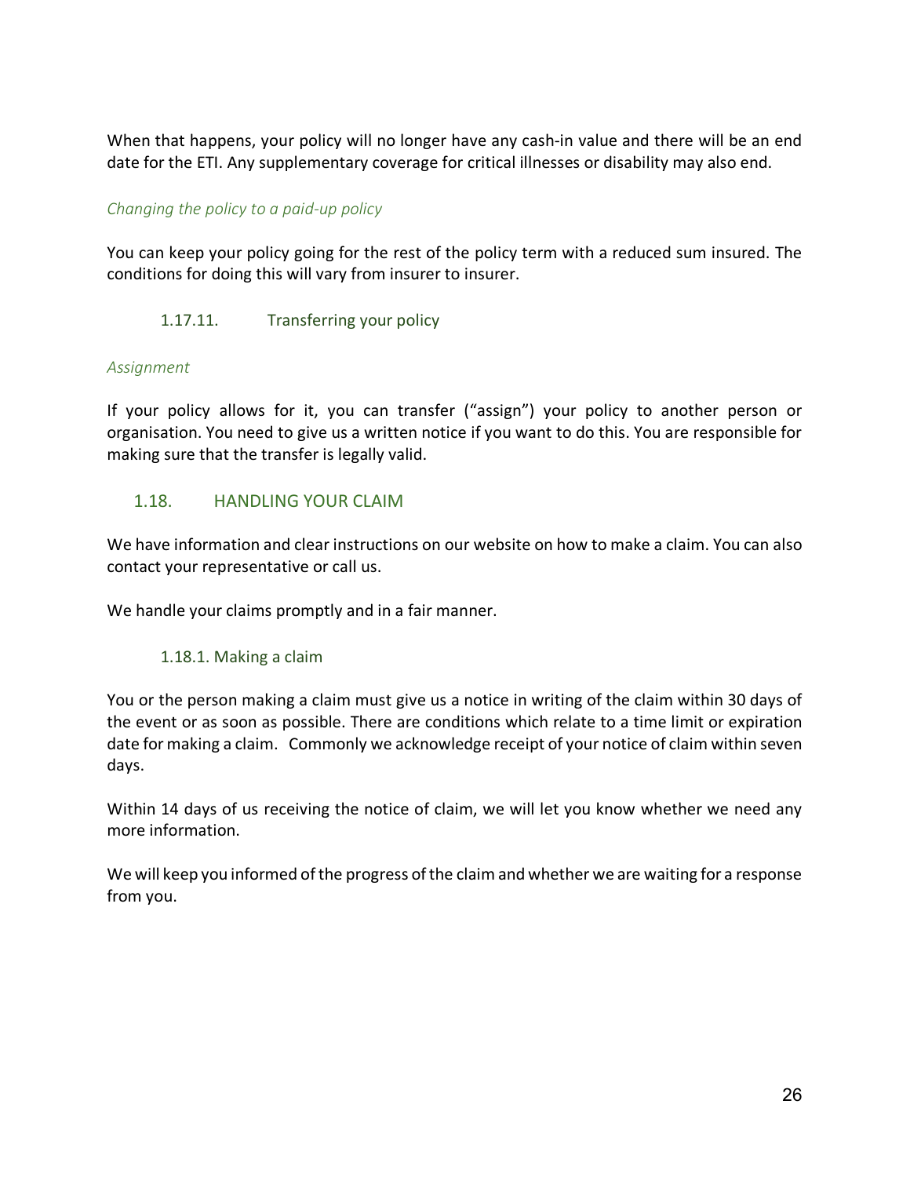When that happens, your policy will no longer have any cash-in value and there will be an end date for the ETI. Any supplementary coverage for critical illnesses or disability may also end.

*Changing the policy to a paid-up policy*

You can keep your policy going for the rest of the policy term with a reduced sum insured. The conditions for doing this will vary from insurer to insurer.

#### 1.17.11. Transferring your policy

*Assignment*

If your policy allows for it, you can transfer ("assign") your policy to another person or organisation. You need to give us a written notice if you want to do this. You are responsible for making sure that the transfer is legally valid.

### 1.18. HANDLING YOUR CLAIM

We have information and clear instructions on our website on how to make a claim. You can also contact your representative or call us.

We handle your claims promptly and in a fair manner.

#### 1.18.1. Making a claim

You or the person making a claim must give us a notice in writing of the claim within 30 days of the event or as soon as possible. There are conditions which relate to a time limit or expiration date for making a claim. Commonly we acknowledge receipt of your notice of claim within seven days.

Within 14 days of us receiving the notice of claim, we will let you know whether we need any more information.

We will keep you informed of the progress of the claim and whether we are waiting for a response from you.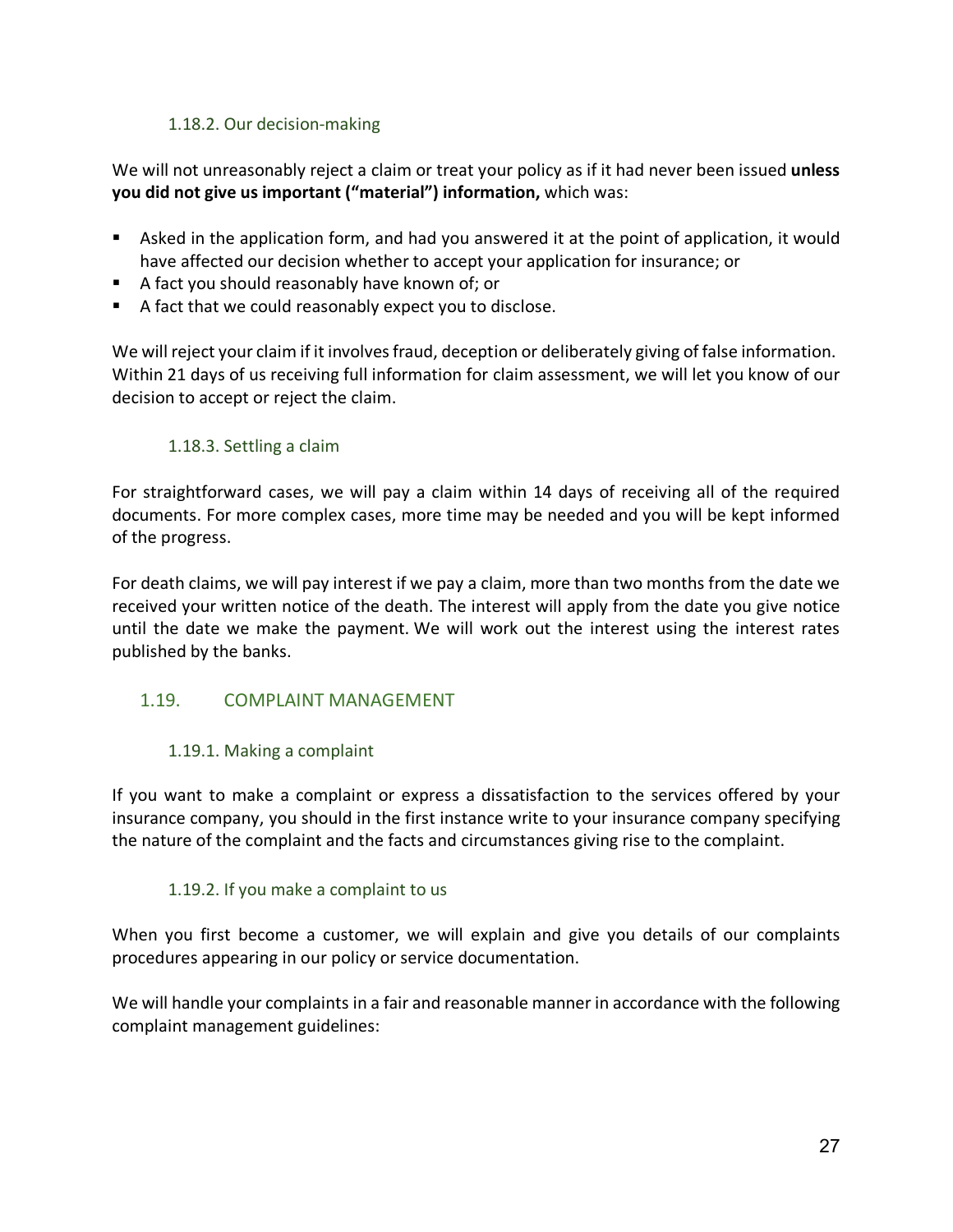#### 1.18.2. Our decision-making

We will not unreasonably reject a claim or treat your policy as if it had never been issued **unless you did not give us important ("material") information,** which was:

- Asked in the application form, and had you answered it at the point of application, it would have affected our decision whether to accept your application for insurance; or
- A fact you should reasonably have known of; or
- A fact that we could reasonably expect you to disclose.

We will reject your claim if it involves fraud, deception or deliberately giving of false information. Within 21 days of us receiving full information for claim assessment, we will let you know of our decision to accept or reject the claim.

#### 1.18.3. Settling a claim

For straightforward cases, we will pay a claim within 14 days of receiving all of the required documents. For more complex cases, more time may be needed and you will be kept informed of the progress.

For death claims, we will pay interest if we pay a claim, more than two months from the date we received your written notice of the death. The interest will apply from the date you give notice until the date we make the payment. We will work out the interest using the interest rates published by the banks.

### 1.19. COMPLAINT MANAGEMENT

#### 1.19.1. Making a complaint

If you want to make a complaint or express a dissatisfaction to the services offered by your insurance company, you should in the first instance write to your insurance company specifying the nature of the complaint and the facts and circumstances giving rise to the complaint.

#### 1.19.2. If you make a complaint to us

When you first become a customer, we will explain and give you details of our complaints procedures appearing in our policy or service documentation.

We will handle your complaints in a fair and reasonable manner in accordance with the following complaint management guidelines: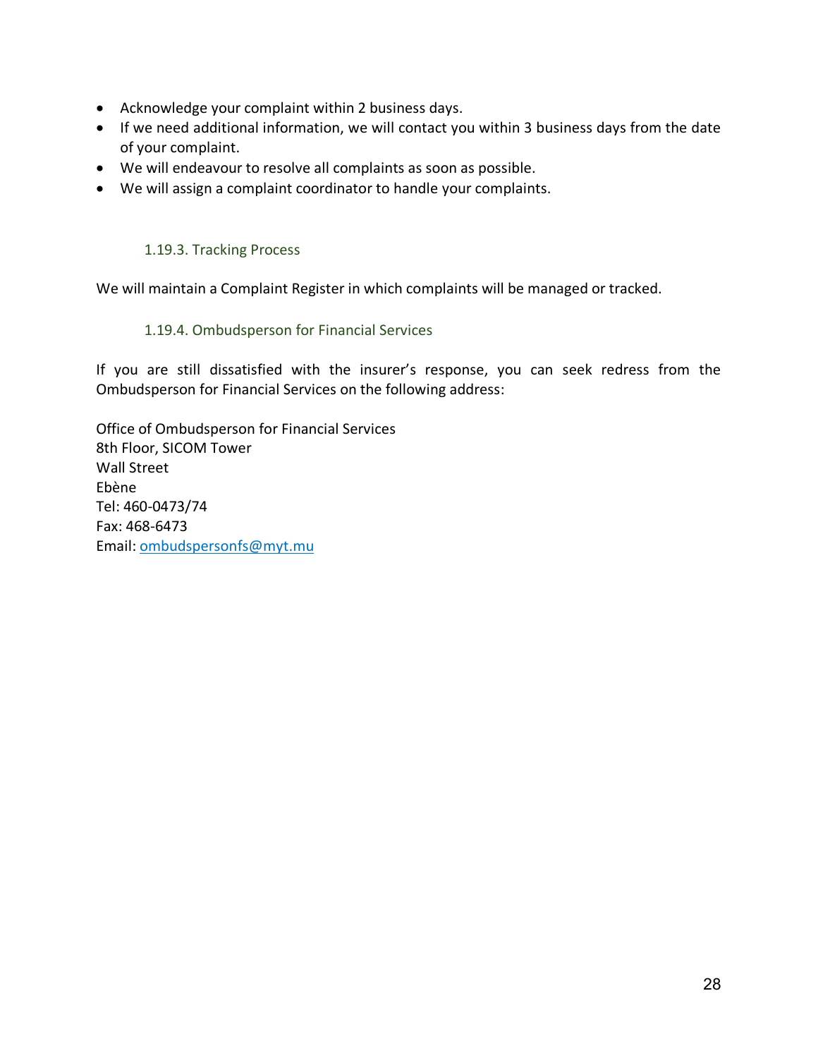- Acknowledge your complaint within 2 business days.
- If we need additional information, we will contact you within 3 business days from the date of your complaint.
- We will endeavour to resolve all complaints as soon as possible.
- We will assign a complaint coordinator to handle your complaints.

### 1.19.3. Tracking Process

We will maintain a Complaint Register in which complaints will be managed or tracked.

### 1.19.4. Ombudsperson for Financial Services

If you are still dissatisfied with the insurer's response, you can seek redress from the Ombudsperson for Financial Services on the following address:

Office of Ombudsperson for Financial Services
8th Floor, SICOM Tower
Wall Street
Ebène
Tel: 460-0473/74
Fax: 468-6473
Email: ombudspersonfs@myt.mu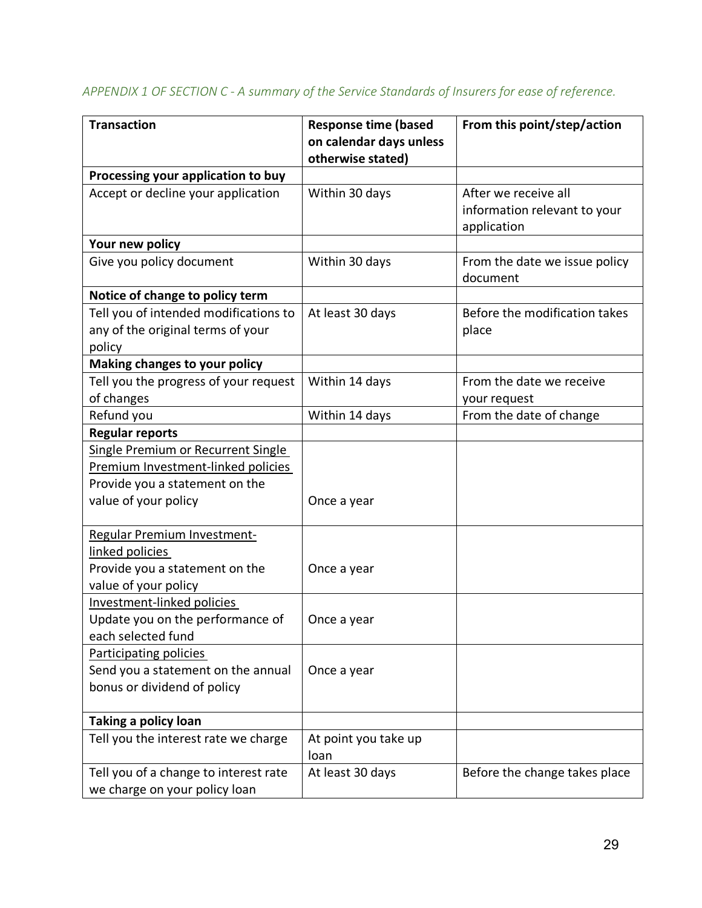*APPENDIX 1 OF SECTION C - A summary of the Service Standards of Insurers for ease of reference.*

| Transaction | Response time (based on calendar days unless otherwise stated) | From this point/step/action |
|---|---|---|
| **Processing your application to buy** | | |
| Accept or decline your application | Within 30 days | After we receive all information relevant to your application |
| **Your new policy** | | |
| Give you policy document | Within 30 days | From the date we issue policy document |
| **Notice of change to policy term** | | |
| Tell you of intended modifications to any of the original terms of your policy | At least 30 days | Before the modification takes place |
| **Making changes to your policy** | | |
| Tell you the progress of your request of changes | Within 14 days | From the date we receive your request |
| Refund you | Within 14 days | From the date of change |
| **Regular reports** | | |
| Single Premium or Recurrent Single Premium Investment-linked policies<br>Provide you a statement on the value of your policy | Once a year | |
| Regular Premium Investment-linked policies<br>Provide you a statement on the value of your policy | Once a year | |
| Investment-linked policies<br>Update you on the performance of each selected fund | Once a year | |
| Participating policies<br>Send you a statement on the annual bonus or dividend of policy | Once a year | |
| **Taking a policy loan** | | |
| Tell you the interest rate we charge | At point you take up loan | |
| Tell you of a change to interest rate we charge on your policy loan | At least 30 days | Before the change takes place |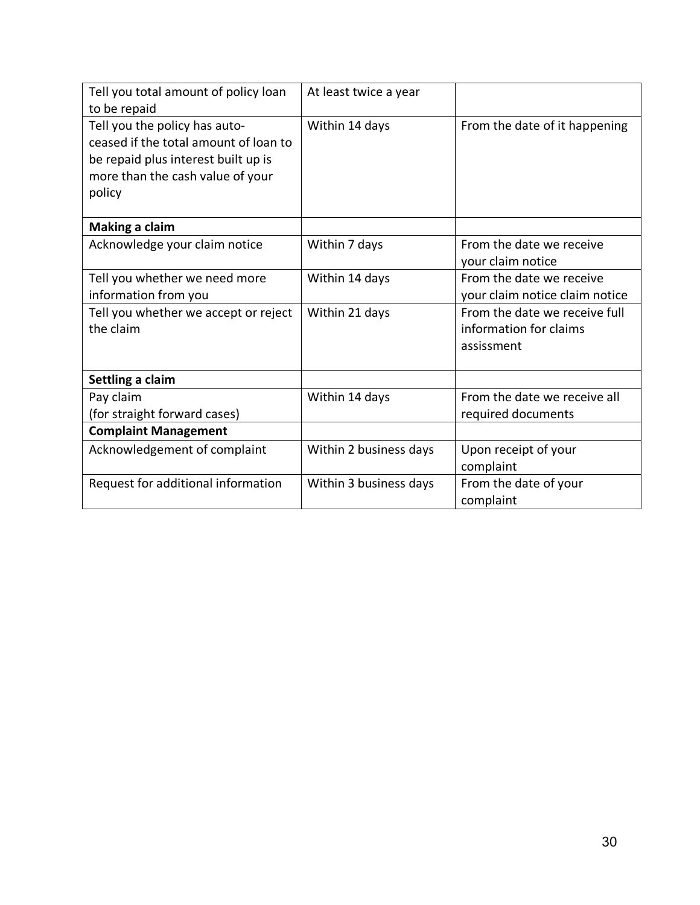| | | |
|---|---|---|
| Tell you total amount of policy loan to be repaid | At least twice a year | |
| Tell you the policy has auto-ceased if the total amount of loan to be repaid plus interest built up is more than the cash value of your policy | Within 14 days | From the date of it happening |
| **Making a claim** | | |
| Acknowledge your claim notice | Within 7 days | From the date we receive your claim notice |
| Tell you whether we need more information from you | Within 14 days | From the date we receive your claim notice claim notice |
| Tell you whether we accept or reject the claim | Within 21 days | From the date we receive full information for claims assessment |
| **Settling a claim** | | |
| Pay claim (for straight forward cases) | Within 14 days | From the date we receive all required documents |
| **Complaint Management** | | |
| Acknowledgement of complaint | Within 2 business days | Upon receipt of your complaint |
| Request for additional information | Within 3 business days | From the date of your complaint |